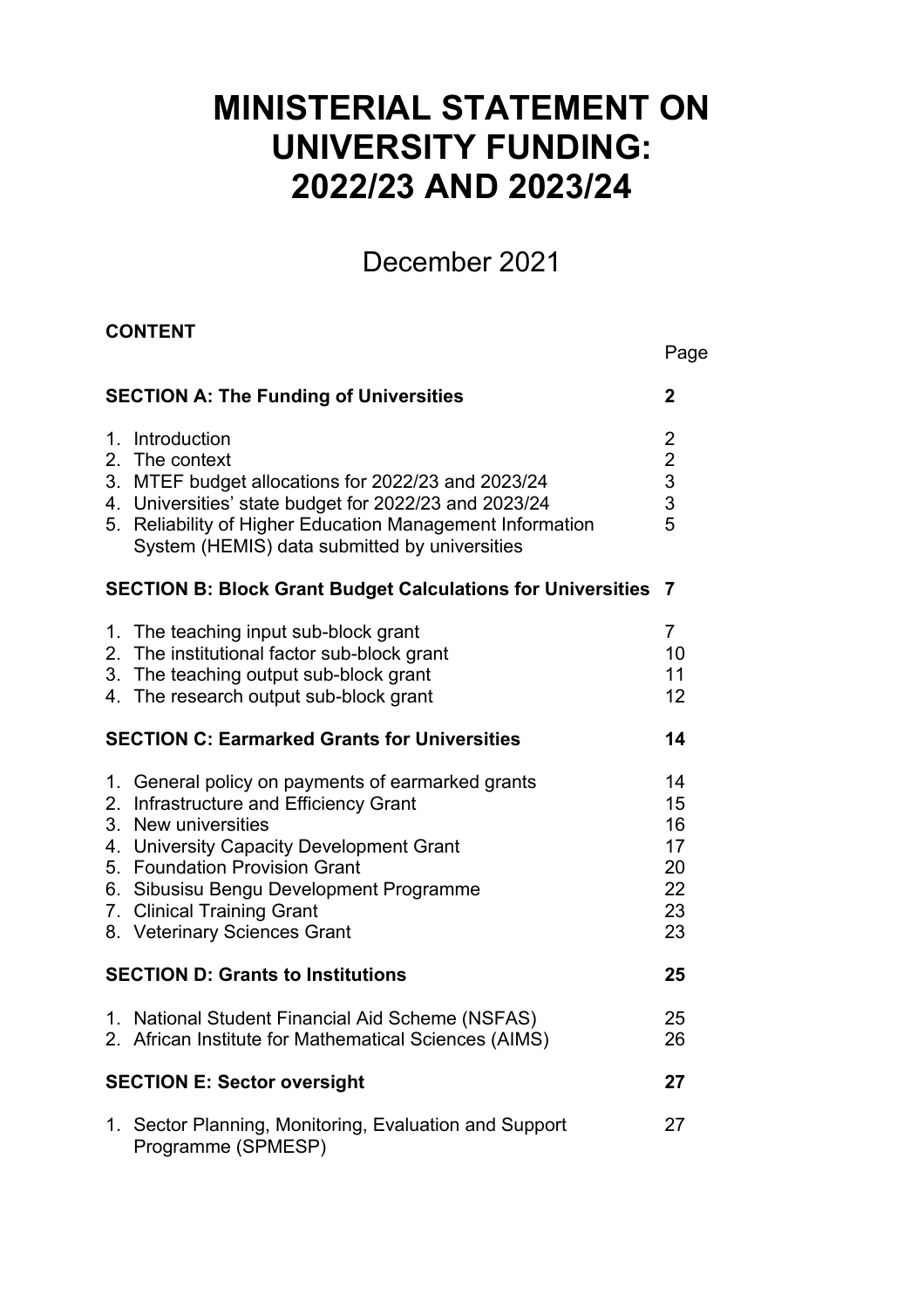# MINISTERIAL STATEMENT ON UNIVERSITY FUNDING: 2022/23 AND 2023/24

December 2021

**CONTENT**

| | Page |
|---|---|
| **SECTION A: The Funding of Universities** | **2** |
| 1. Introduction | 2 |
| 2. The context | 2 |
| 3. MTEF budget allocations for 2022/23 and 2023/24 | 3 |
| 4. Universities' state budget for 2022/23 and 2023/24 | 3 |
| 5. Reliability of Higher Education Management Information System (HEMIS) data submitted by universities | 5 |
| **SECTION B: Block Grant Budget Calculations for Universities** | **7** |
| 1. The teaching input sub-block grant | 7 |
| 2. The institutional factor sub-block grant | 10 |
| 3. The teaching output sub-block grant | 11 |
| 4. The research output sub-block grant | 12 |
| **SECTION C: Earmarked Grants for Universities** | **14** |
| 1. General policy on payments of earmarked grants | 14 |
| 2. Infrastructure and Efficiency Grant | 15 |
| 3. New universities | 16 |
| 4. University Capacity Development Grant | 17 |
| 5. Foundation Provision Grant | 20 |
| 6. Sibusisu Bengu Development Programme | 22 |
| 7. Clinical Training Grant | 23 |
| 8. Veterinary Sciences Grant | 23 |
| **SECTION D: Grants to Institutions** | **25** |
| 1. National Student Financial Aid Scheme (NSFAS) | 25 |
| 2. African Institute for Mathematical Sciences (AIMS) | 26 |
| **SECTION E: Sector oversight** | **27** |
| 1. Sector Planning, Monitoring, Evaluation and Support Programme (SPMESP) | 27 |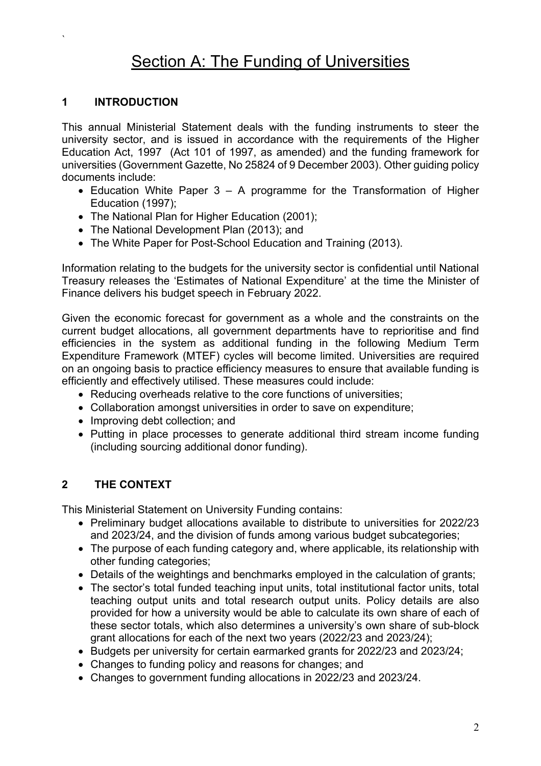# Section A: The Funding of Universities

## 1 INTRODUCTION

This annual Ministerial Statement deals with the funding instruments to steer the university sector, and is issued in accordance with the requirements of the Higher Education Act, 1997 (Act 101 of 1997, as amended) and the funding framework for universities (Government Gazette, No 25824 of 9 December 2003). Other guiding policy documents include:

- Education White Paper 3 – A programme for the Transformation of Higher Education (1997);
- The National Plan for Higher Education (2001);
- The National Development Plan (2013); and
- The White Paper for Post-School Education and Training (2013).

Information relating to the budgets for the university sector is confidential until National Treasury releases the 'Estimates of National Expenditure' at the time the Minister of Finance delivers his budget speech in February 2022.

Given the economic forecast for government as a whole and the constraints on the current budget allocations, all government departments have to reprioritise and find efficiencies in the system as additional funding in the following Medium Term Expenditure Framework (MTEF) cycles will become limited. Universities are required on an ongoing basis to practice efficiency measures to ensure that available funding is efficiently and effectively utilised. These measures could include:

- Reducing overheads relative to the core functions of universities;
- Collaboration amongst universities in order to save on expenditure;
- Improving debt collection; and
- Putting in place processes to generate additional third stream income funding (including sourcing additional donor funding).

## 2 THE CONTEXT

This Ministerial Statement on University Funding contains:

- Preliminary budget allocations available to distribute to universities for 2022/23 and 2023/24, and the division of funds among various budget subcategories;
- The purpose of each funding category and, where applicable, its relationship with other funding categories;
- Details of the weightings and benchmarks employed in the calculation of grants;
- The sector's total funded teaching input units, total institutional factor units, total teaching output units and total research output units. Policy details are also provided for how a university would be able to calculate its own share of each of these sector totals, which also determines a university's own share of sub-block grant allocations for each of the next two years (2022/23 and 2023/24);
- Budgets per university for certain earmarked grants for 2022/23 and 2023/24;
- Changes to funding policy and reasons for changes; and
- Changes to government funding allocations in 2022/23 and 2023/24.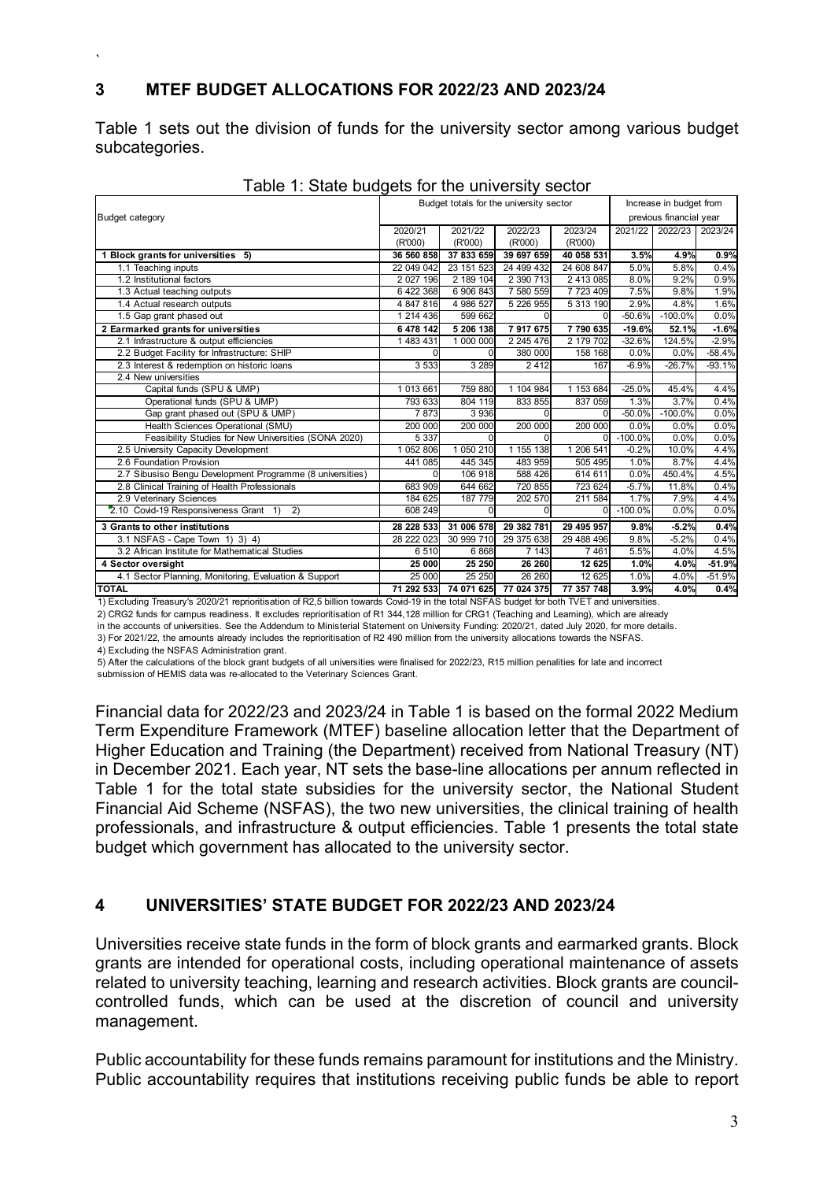## 3 MTEF BUDGET ALLOCATIONS FOR 2022/23 AND 2023/24

Table 1 sets out the division of funds for the university sector among various budget subcategories.

Table 1: State budgets for the university sector

| Budget category | Budget totals for the university sector | | | | Increase in budget from previous financial year | | |
|---|---|---|---|---|---|---|---|
| | 2020/21 (R'000) | 2021/22 (R'000) | 2022/23 (R'000) | 2023/24 (R'000) | 2021/22 | 2022/23 | 2023/24 |
| **1 Block grants for universities 5)** | **36 560 858** | **37 833 659** | **39 697 659** | **40 058 531** | **3.5%** | **4.9%** | **0.9%** |
| 1.1 Teaching inputs | 22 049 042 | 23 151 523 | 24 499 432 | 24 608 847 | 5.0% | 5.8% | 0.4% |
| 1.2 Institutional factors | 2 027 196 | 2 189 104 | 2 390 713 | 2 413 085 | 8.0% | 9.2% | 0.9% |
| 1.3 Actual teaching outputs | 6 422 368 | 6 906 843 | 7 580 559 | 7 723 409 | 7.5% | 9.8% | 1.9% |
| 1.4 Actual research outputs | 4 847 816 | 4 986 527 | 5 226 955 | 5 313 190 | 2.9% | 4.8% | 1.6% |
| 1.5 Gap grant phased out | 1 214 436 | 599 662 | 0 | 0 | -50.6% | -100.0% | 0.0% |
| **2 Earmarked grants for universities** | **6 478 142** | **5 206 138** | **7 917 675** | **7 790 635** | **-19.6%** | **52.1%** | **-1.6%** |
| 2.1 Infrastructure & output efficiencies | 1 483 431 | 1 000 000 | 2 245 476 | 2 179 702 | -32.6% | 124.5% | -2.9% |
| 2.2 Budget Facility for Infrastructure: SHIP | 0 | 0 | 380 000 | 158 168 | 0.0% | 0.0% | -58.4% |
| 2.3 Interest & redemption on historic loans | 3 533 | 3 289 | 2 412 | 167 | -6.9% | -26.7% | -93.1% |
| 2.4 New universities | | | | | | | |
| Capital funds (SPU & UMP) | 1 013 661 | 759 880 | 1 104 984 | 1 153 684 | -25.0% | 45.4% | 4.4% |
| Operational funds (SPU & UMP) | 793 633 | 804 119 | 833 855 | 837 059 | 1.3% | 3.7% | 0.4% |
| Gap grant phased out (SPU & UMP) | 7 873 | 3 936 | 0 | 0 | -50.0% | -100.0% | 0.0% |
| Health Sciences Operational (SMU) | 200 000 | 200 000 | 200 000 | 200 000 | 0.0% | 0.0% | 0.0% |
| Feasibility Studies for New Universities (SONA 2020) | 5 337 | 0 | 0 | 0 | -100.0% | 0.0% | 0.0% |
| 2.5 University Capacity Development | 1 052 806 | 1 050 210 | 1 155 138 | 1 206 541 | -0.2% | 10.0% | 4.4% |
| 2.6 Foundation Provision | 441 085 | 445 345 | 483 959 | 505 495 | 1.0% | 8.7% | 4.4% |
| 2.7 Sibusiso Bengu Development Programme (8 universities) | 0 | 106 918 | 588 426 | 614 611 | 0.0% | 450.4% | 4.5% |
| 2.8 Clinical Training of Health Professionals | 683 909 | 644 662 | 720 855 | 723 624 | -5.7% | 11.8% | 0.4% |
| 2.9 Veterinary Sciences | 184 625 | 187 779 | 202 570 | 211 584 | 1.7% | 7.9% | 4.4% |
| 2.10 Covid-19 Responsiveness Grant 1) 2) | 608 249 | 0 | 0 | 0 | -100.0% | 0.0% | 0.0% |
| **3 Grants to other institutions** | **28 228 533** | **31 006 578** | **29 382 781** | **29 495 957** | **9.8%** | **-5.2%** | **0.4%** |
| 3.1 NSFAS - Cape Town 1) 3) 4) | 28 222 023 | 30 999 710 | 29 375 638 | 29 488 496 | 9.8% | -5.2% | 0.4% |
| 3.2 African Institute for Mathematical Studies | 6 510 | 6 868 | 7 143 | 7 461 | 5.5% | 4.0% | 4.5% |
| **4 Sector oversight** | **25 000** | **25 250** | **26 260** | **12 625** | **1.0%** | **4.0%** | **-51.9%** |
| 4.1 Sector Planning, Monitoring, Evaluation & Support | 25 000 | 25 250 | 26 260 | 12 625 | 1.0% | 4.0% | -51.9% |
| **TOTAL** | **71 292 533** | **74 071 625** | **77 024 375** | **77 357 748** | **3.9%** | **4.0%** | **0.4%** |

1) Excluding Treasury's 2020/21 reprioritisation of R2,5 billion towards Covid-19 in the total NSFAS budget for both TVET and universities.
2) CRG2 funds for campus readiness. It excludes reprioritisation of R1 344,128 million for CRG1 (Teaching and Learning), which are already in the accounts of universities. See the Addendum to Ministerial Statement on University Funding: 2020/21, dated July 2020, for more details.
3) For 2021/22, the amounts already includes the reprioritisation of R2 490 million from the university allocations towards the NSFAS.
4) Excluding the NSFAS Administration grant.
5) After the calculations of the block grant budgets of all universities were finalised for 2022/23, R15 million penalities for late and incorrect submission of HEMIS data was re-allocated to the Veterinary Sciences Grant.

Financial data for 2022/23 and 2023/24 in Table 1 is based on the formal 2022 Medium Term Expenditure Framework (MTEF) baseline allocation letter that the Department of Higher Education and Training (the Department) received from National Treasury (NT) in December 2021. Each year, NT sets the base-line allocations per annum reflected in Table 1 for the total state subsidies for the university sector, the National Student Financial Aid Scheme (NSFAS), the two new universities, the clinical training of health professionals, and infrastructure & output efficiencies. Table 1 presents the total state budget which government has allocated to the university sector.

## 4 UNIVERSITIES' STATE BUDGET FOR 2022/23 AND 2023/24

Universities receive state funds in the form of block grants and earmarked grants. Block grants are intended for operational costs, including operational maintenance of assets related to university teaching, learning and research activities. Block grants are council-controlled funds, which can be used at the discretion of council and university management.

Public accountability for these funds remains paramount for institutions and the Ministry. Public accountability requires that institutions receiving public funds be able to report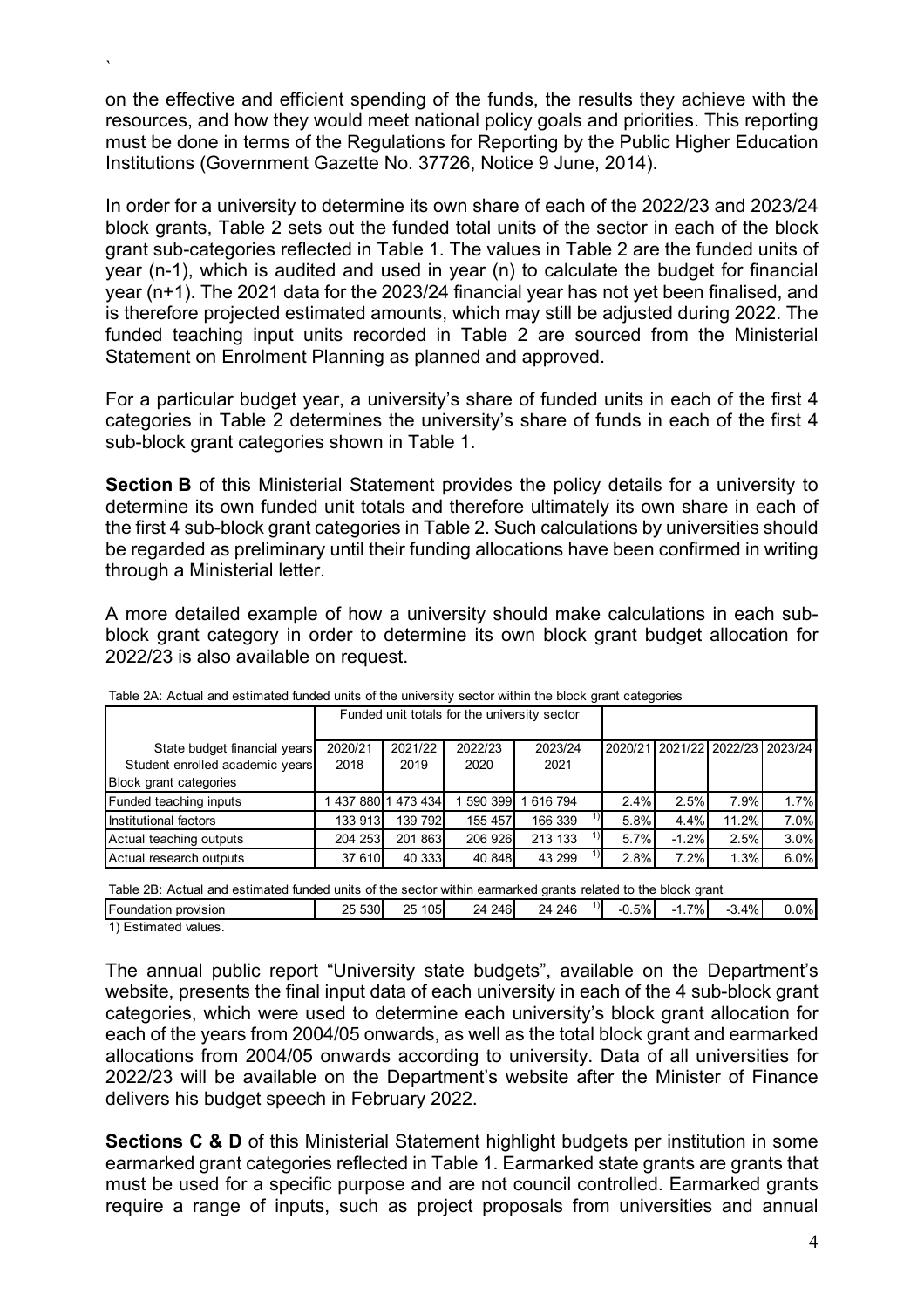on the effective and efficient spending of the funds, the results they achieve with the resources, and how they would meet national policy goals and priorities. This reporting must be done in terms of the Regulations for Reporting by the Public Higher Education Institutions (Government Gazette No. 37726, Notice 9 June, 2014).

In order for a university to determine its own share of each of the 2022/23 and 2023/24 block grants, Table 2 sets out the funded total units of the sector in each of the block grant sub-categories reflected in Table 1. The values in Table 2 are the funded units of year (n-1), which is audited and used in year (n) to calculate the budget for financial year (n+1). The 2021 data for the 2023/24 financial year has not yet been finalised, and is therefore projected estimated amounts, which may still be adjusted during 2022. The funded teaching input units recorded in Table 2 are sourced from the Ministerial Statement on Enrolment Planning as planned and approved.

For a particular budget year, a university's share of funded units in each of the first 4 categories in Table 2 determines the university's share of funds in each of the first 4 sub-block grant categories shown in Table 1.

**Section B** of this Ministerial Statement provides the policy details for a university to determine its own funded unit totals and therefore ultimately its own share in each of the first 4 sub-block grant categories in Table 2. Such calculations by universities should be regarded as preliminary until their funding allocations have been confirmed in writing through a Ministerial letter.

A more detailed example of how a university should make calculations in each sub-block grant category in order to determine its own block grant budget allocation for 2022/23 is also available on request.

Table 2A: Actual and estimated funded units of the university sector within the block grant categories

| | Funded unit totals for the university sector | | | | | | | |
|---|---|---|---|---|---|---|---|---|
| State budget financial years | 2020/21 | 2021/22 | 2022/23 | 2023/24 | 2020/21 | 2021/22 | 2022/23 | 2023/24 |
| Student enrolled academic years | 2018 | 2019 | 2020 | 2021 | | | | |
| Block grant categories | | | | | | | | |
| Funded teaching inputs | 1 437 880 | 1 473 434 | 1 590 399 | 1 616 794 | 2.4% | 2.5% | 7.9% | 1.7% |
| Institutional factors | 133 913 | 139 792 | 155 457 | 166 339 [1] | 5.8% | 4.4% | 11.2% | 7.0% |
| Actual teaching outputs | 204 253 | 201 863 | 206 926 | 213 133 [1] | 5.7% | -1.2% | 2.5% | 3.0% |
| Actual research outputs | 37 610 | 40 333 | 40 848 | 43 299 [1] | 2.8% | 7.2% | 1.3% | 6.0% |

Table 2B: Actual and estimated funded units of the sector within earmarked grants related to the block grant

| | | | | | | | | |
|---|---|---|---|---|---|---|---|---|
| Foundation provision | 25 530 | 25 105 | 24 246 | 24 246 [1] | -0.5% | -1.7% | -3.4% | 0.0% |

1) Estimated values.

The annual public report "University state budgets", available on the Department's website, presents the final input data of each university in each of the 4 sub-block grant categories, which were used to determine each university's block grant allocation for each of the years from 2004/05 onwards, as well as the total block grant and earmarked allocations from 2004/05 onwards according to university. Data of all universities for 2022/23 will be available on the Department's website after the Minister of Finance delivers his budget speech in February 2022.

**Sections C & D** of this Ministerial Statement highlight budgets per institution in some earmarked grant categories reflected in Table 1. Earmarked state grants are grants that must be used for a specific purpose and are not council controlled. Earmarked grants require a range of inputs, such as project proposals from universities and annual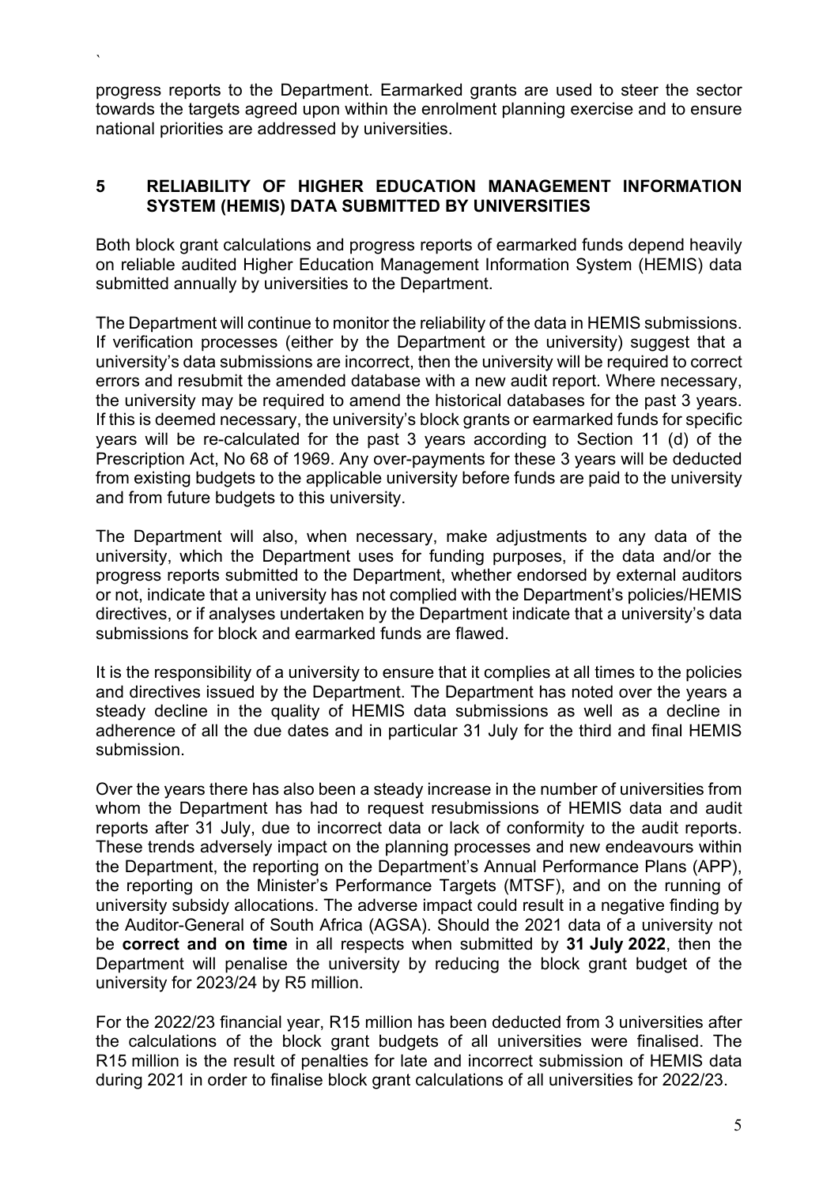progress reports to the Department. Earmarked grants are used to steer the sector towards the targets agreed upon within the enrolment planning exercise and to ensure national priorities are addressed by universities.

## 5 RELIABILITY OF HIGHER EDUCATION MANAGEMENT INFORMATION SYSTEM (HEMIS) DATA SUBMITTED BY UNIVERSITIES

Both block grant calculations and progress reports of earmarked funds depend heavily on reliable audited Higher Education Management Information System (HEMIS) data submitted annually by universities to the Department.

The Department will continue to monitor the reliability of the data in HEMIS submissions. If verification processes (either by the Department or the university) suggest that a university's data submissions are incorrect, then the university will be required to correct errors and resubmit the amended database with a new audit report. Where necessary, the university may be required to amend the historical databases for the past 3 years. If this is deemed necessary, the university's block grants or earmarked funds for specific years will be re-calculated for the past 3 years according to Section 11 (d) of the Prescription Act, No 68 of 1969. Any over-payments for these 3 years will be deducted from existing budgets to the applicable university before funds are paid to the university and from future budgets to this university.

The Department will also, when necessary, make adjustments to any data of the university, which the Department uses for funding purposes, if the data and/or the progress reports submitted to the Department, whether endorsed by external auditors or not, indicate that a university has not complied with the Department's policies/HEMIS directives, or if analyses undertaken by the Department indicate that a university's data submissions for block and earmarked funds are flawed.

It is the responsibility of a university to ensure that it complies at all times to the policies and directives issued by the Department. The Department has noted over the years a steady decline in the quality of HEMIS data submissions as well as a decline in adherence of all the due dates and in particular 31 July for the third and final HEMIS submission.

Over the years there has also been a steady increase in the number of universities from whom the Department has had to request resubmissions of HEMIS data and audit reports after 31 July, due to incorrect data or lack of conformity to the audit reports. These trends adversely impact on the planning processes and new endeavours within the Department, the reporting on the Department's Annual Performance Plans (APP), the reporting on the Minister's Performance Targets (MTSF), and on the running of university subsidy allocations. The adverse impact could result in a negative finding by the Auditor-General of South Africa (AGSA). Should the 2021 data of a university not be **correct and on time** in all respects when submitted by **31 July 2022**, then the Department will penalise the university by reducing the block grant budget of the university for 2023/24 by R5 million.

For the 2022/23 financial year, R15 million has been deducted from 3 universities after the calculations of the block grant budgets of all universities were finalised. The R15 million is the result of penalties for late and incorrect submission of HEMIS data during 2021 in order to finalise block grant calculations of all universities for 2022/23.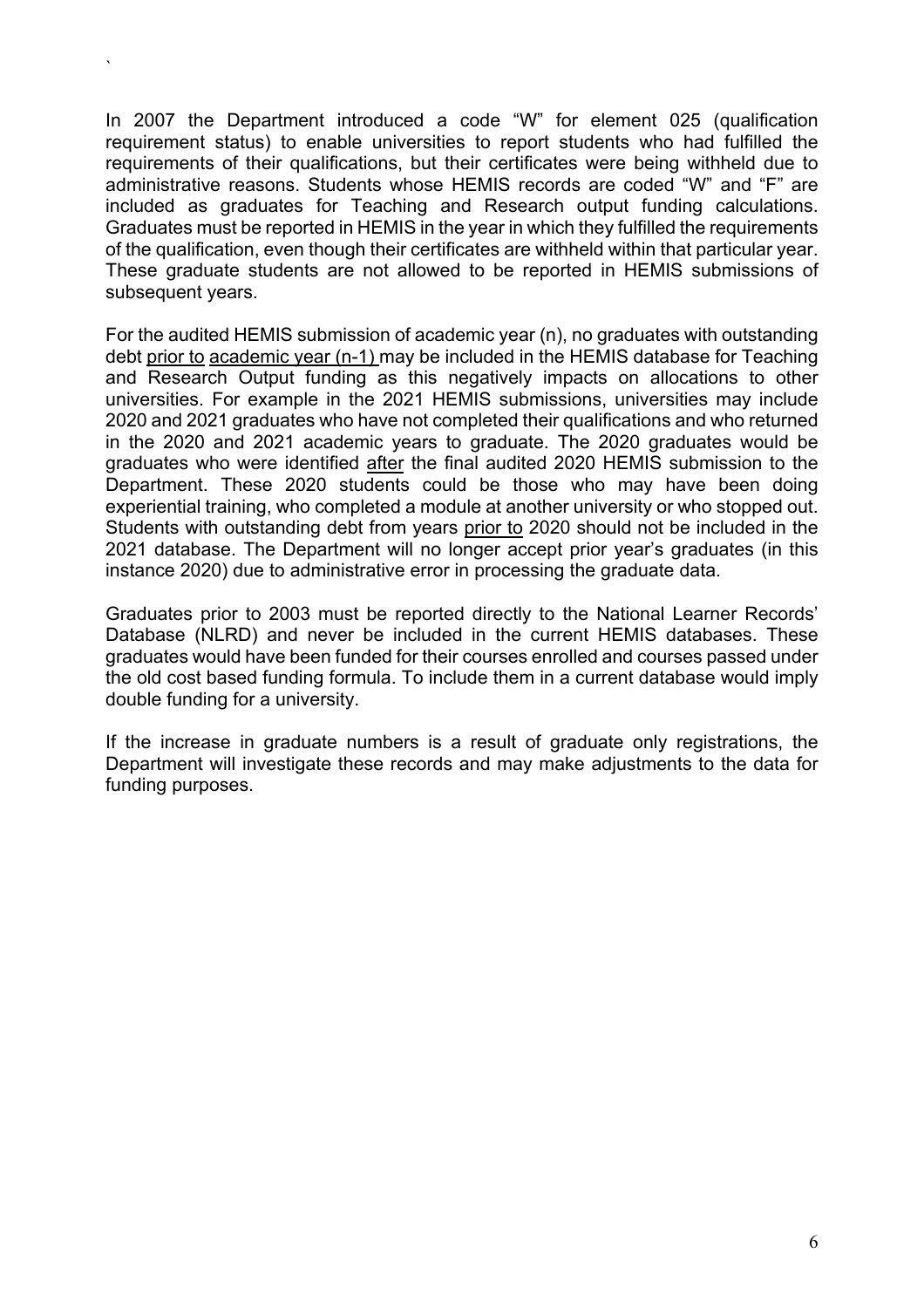In 2007 the Department introduced a code "W" for element 025 (qualification requirement status) to enable universities to report students who had fulfilled the requirements of their qualifications, but their certificates were being withheld due to administrative reasons. Students whose HEMIS records are coded "W" and "F" are included as graduates for Teaching and Research output funding calculations. Graduates must be reported in HEMIS in the year in which they fulfilled the requirements of the qualification, even though their certificates are withheld within that particular year. These graduate students are not allowed to be reported in HEMIS submissions of subsequent years.

For the audited HEMIS submission of academic year (n), no graduates with outstanding debt <u>prior to</u> <u>academic year (n-1)</u> may be included in the HEMIS database for Teaching and Research Output funding as this negatively impacts on allocations to other universities. For example in the 2021 HEMIS submissions, universities may include 2020 and 2021 graduates who have not completed their qualifications and who returned in the 2020 and 2021 academic years to graduate. The 2020 graduates would be graduates who were identified <u>after</u> the final audited 2020 HEMIS submission to the Department. These 2020 students could be those who may have been doing experiential training, who completed a module at another university or who stopped out. Students with outstanding debt from years <u>prior to</u> 2020 should not be included in the 2021 database. The Department will no longer accept prior year's graduates (in this instance 2020) due to administrative error in processing the graduate data.

Graduates prior to 2003 must be reported directly to the National Learner Records' Database (NLRD) and never be included in the current HEMIS databases. These graduates would have been funded for their courses enrolled and courses passed under the old cost based funding formula. To include them in a current database would imply double funding for a university.

If the increase in graduate numbers is a result of graduate only registrations, the Department will investigate these records and may make adjustments to the data for funding purposes.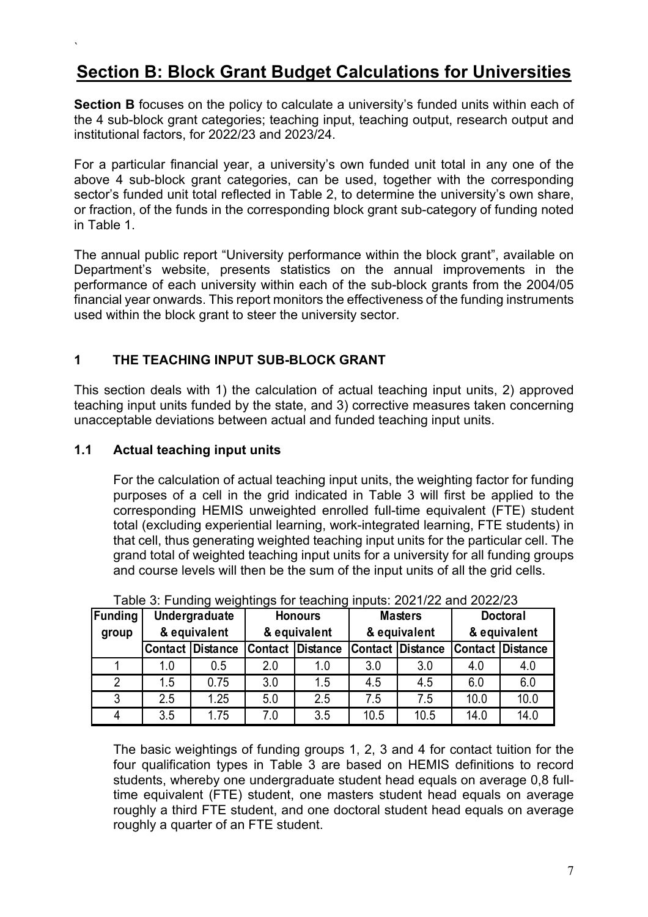# Section B: Block Grant Budget Calculations for Universities

**Section B** focuses on the policy to calculate a university's funded units within each of the 4 sub-block grant categories; teaching input, teaching output, research output and institutional factors, for 2022/23 and 2023/24.

For a particular financial year, a university's own funded unit total in any one of the above 4 sub-block grant categories, can be used, together with the corresponding sector's funded unit total reflected in Table 2, to determine the university's own share, or fraction, of the funds in the corresponding block grant sub-category of funding noted in Table 1.

The annual public report "University performance within the block grant", available on Department's website, presents statistics on the annual improvements in the performance of each university within each of the sub-block grants from the 2004/05 financial year onwards. This report monitors the effectiveness of the funding instruments used within the block grant to steer the university sector.

## 1 THE TEACHING INPUT SUB-BLOCK GRANT

This section deals with 1) the calculation of actual teaching input units, 2) approved teaching input units funded by the state, and 3) corrective measures taken concerning unacceptable deviations between actual and funded teaching input units.

### 1.1 Actual teaching input units

For the calculation of actual teaching input units, the weighting factor for funding purposes of a cell in the grid indicated in Table 3 will first be applied to the corresponding HEMIS unweighted enrolled full-time equivalent (FTE) student total (excluding experiential learning, work-integrated learning, FTE students) in that cell, thus generating weighted teaching input units for the particular cell. The grand total of weighted teaching input units for a university for all funding groups and course levels will then be the sum of the input units of all the grid cells.

Table 3: Funding weightings for teaching inputs: 2021/22 and 2022/23

| Funding group | Undergraduate & equivalent | | Honours & equivalent | | Masters & equivalent | | Doctoral & equivalent | |
|---|---|---|---|---|---|---|---|---|
| | Contact | Distance | Contact | Distance | Contact | Distance | Contact | Distance |
| 1 | 1.0 | 0.5 | 2.0 | 1.0 | 3.0 | 3.0 | 4.0 | 4.0 |
| 2 | 1.5 | 0.75 | 3.0 | 1.5 | 4.5 | 4.5 | 6.0 | 6.0 |
| 3 | 2.5 | 1.25 | 5.0 | 2.5 | 7.5 | 7.5 | 10.0 | 10.0 |
| 4 | 3.5 | 1.75 | 7.0 | 3.5 | 10.5 | 10.5 | 14.0 | 14.0 |

The basic weightings of funding groups 1, 2, 3 and 4 for contact tuition for the four qualification types in Table 3 are based on HEMIS definitions to record students, whereby one undergraduate student head equals on average 0,8 full-time equivalent (FTE) student, one masters student head equals on average roughly a third FTE student, and one doctoral student head equals on average roughly a quarter of an FTE student.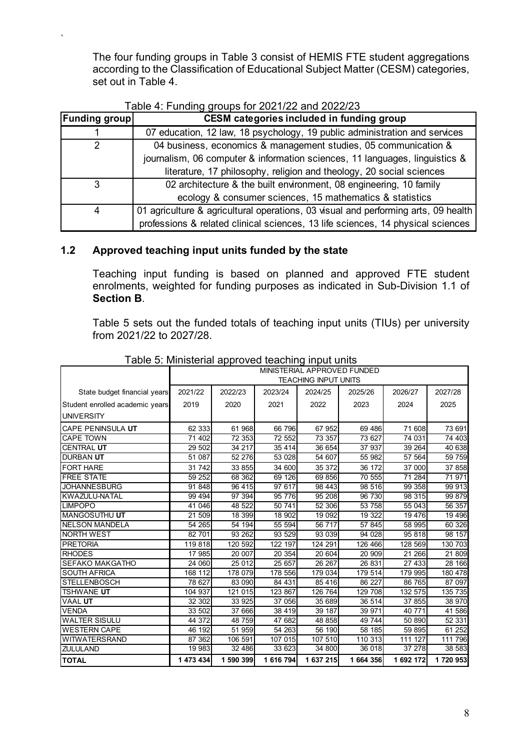The four funding groups in Table 3 consist of HEMIS FTE student aggregations according to the Classification of Educational Subject Matter (CESM) categories, set out in Table 4.

Table 4: Funding groups for 2021/22 and 2022/23

| Funding group | CESM categories included in funding group |
|---|---|
| 1 | 07 education, 12 law, 18 psychology, 19 public administration and services |
| 2 | 04 business, economics & management studies, 05 communication & journalism, 06 computer & information sciences, 11 languages, linguistics & literature, 17 philosophy, religion and theology, 20 social sciences |
| 3 | 02 architecture & the built environment, 08 engineering, 10 family ecology & consumer sciences, 15 mathematics & statistics |
| 4 | 01 agriculture & agricultural operations, 03 visual and performing arts, 09 health professions & related clinical sciences, 13 life sciences, 14 physical sciences |

## 1.2 Approved teaching input units funded by the state

Teaching input funding is based on planned and approved FTE student enrolments, weighted for funding purposes as indicated in Sub-Division 1.1 of **Section B**.

Table 5 sets out the funded totals of teaching input units (TIUs) per university from 2021/22 to 2027/28.

Table 5: Ministerial approved teaching input units

| | MINISTERIAL APPROVED FUNDED TEACHING INPUT UNITS | | | | | | |
|---|---|---|---|---|---|---|---|
| State budget financial years | 2021/22 | 2022/23 | 2023/24 | 2024/25 | 2025/26 | 2026/27 | 2027/28 |
| Student enrolled academic years | 2019 | 2020 | 2021 | 2022 | 2023 | 2024 | 2025 |
| UNIVERSITY | | | | | | | |
| CAPE PENINSULA **UT** | 62 333 | 61 968 | 66 796 | 67 952 | 69 486 | 71 608 | 73 691 |
| CAPE TOWN | 71 402 | 72 353 | 72 552 | 73 357 | 73 627 | 74 031 | 74 403 |
| CENTRAL **UT** | 29 502 | 34 217 | 35 414 | 36 654 | 37 937 | 39 264 | 40 638 |
| DURBAN **UT** | 51 087 | 52 276 | 53 028 | 54 607 | 55 982 | 57 564 | 59 759 |
| FORT HARE | 31 742 | 33 855 | 34 600 | 35 372 | 36 172 | 37 000 | 37 858 |
| FREE STATE | 59 252 | 68 362 | 69 126 | 69 856 | 70 555 | 71 284 | 71 971 |
| JOHANNESBURG | 91 848 | 96 415 | 97 617 | 98 443 | 98 516 | 99 358 | 99 913 |
| KWAZULU-NATAL | 99 494 | 97 394 | 95 776 | 95 208 | 96 730 | 98 315 | 99 879 |
| LIMPOPO | 41 046 | 48 522 | 50 741 | 52 306 | 53 758 | 55 043 | 56 357 |
| MANGOSUTHU **UT** | 21 509 | 18 399 | 18 902 | 19 092 | 19 322 | 19 476 | 19 496 |
| NELSON MANDELA | 54 265 | 54 194 | 55 594 | 56 717 | 57 845 | 58 995 | 60 326 |
| NORTH WEST | 82 701 | 93 262 | 93 529 | 93 039 | 94 028 | 95 818 | 98 157 |
| PRETORIA | 119 818 | 120 592 | 122 197 | 124 291 | 126 466 | 128 569 | 130 703 |
| RHODES | 17 985 | 20 007 | 20 354 | 20 604 | 20 909 | 21 266 | 21 809 |
| SEFAKO MAKGATHO | 24 060 | 25 012 | 25 657 | 26 267 | 26 831 | 27 433 | 28 166 |
| SOUTH AFRICA | 168 112 | 178 079 | 178 556 | 179 034 | 179 514 | 179 995 | 180 478 |
| STELLENBOSCH | 78 627 | 83 090 | 84 431 | 85 416 | 86 227 | 86 765 | 87 097 |
| TSHWANE **UT** | 104 937 | 121 015 | 123 867 | 126 764 | 129 708 | 132 575 | 135 735 |
| VAAL **UT** | 32 302 | 33 925 | 37 056 | 35 689 | 36 514 | 37 855 | 38 970 |
| VENDA | 33 502 | 37 666 | 38 419 | 39 187 | 39 971 | 40 771 | 41 586 |
| WALTER SISULU | 44 372 | 48 759 | 47 682 | 48 858 | 49 744 | 50 890 | 52 331 |
| WESTERN CAPE | 46 192 | 51 959 | 54 263 | 56 190 | 58 185 | 59 895 | 61 252 |
| WITWATERSRAND | 87 362 | 106 591 | 107 015 | 107 510 | 110 313 | 111 127 | 111 796 |
| ZULULAND | 19 983 | 32 486 | 33 623 | 34 800 | 36 018 | 37 278 | 38 583 |
| **TOTAL** | **1 473 434** | **1 590 399** | **1 616 794** | **1 637 215** | **1 664 356** | **1 692 172** | **1 720 953** |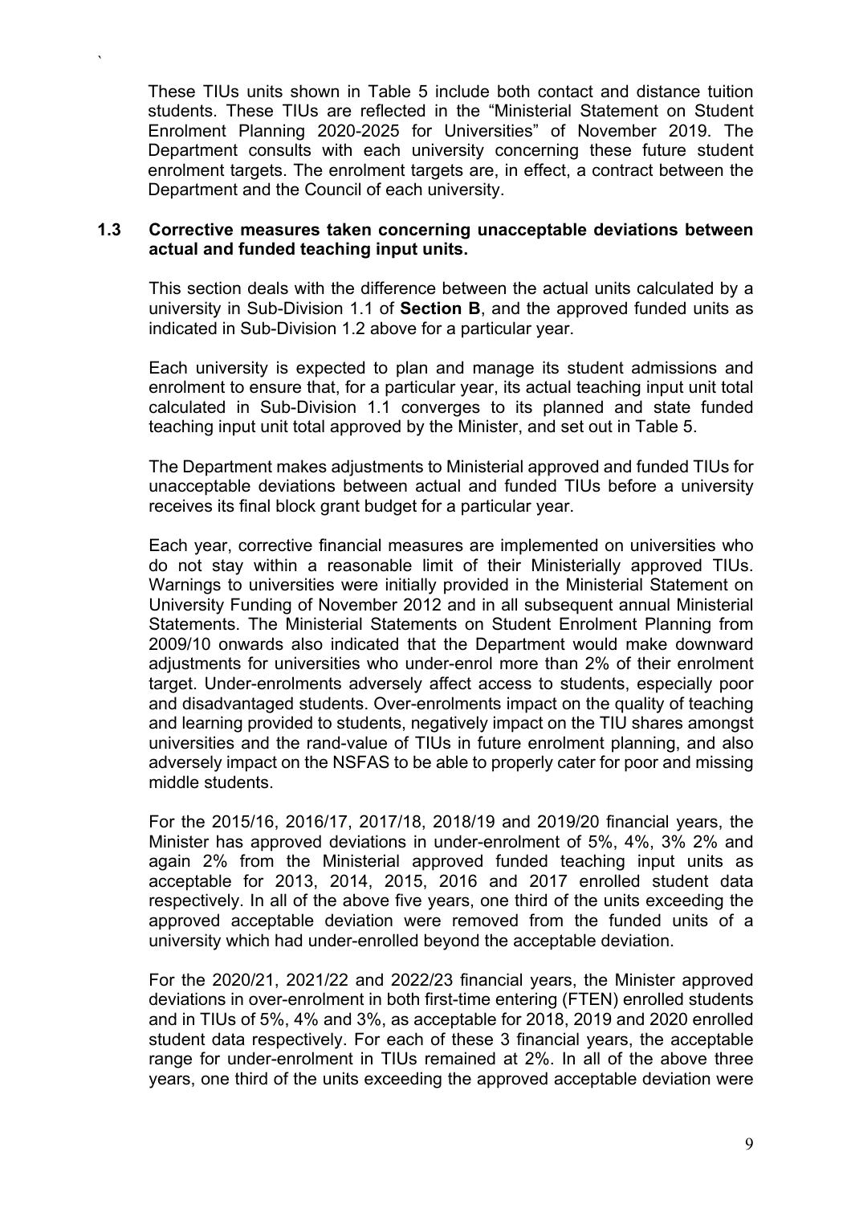These TIUs units shown in Table 5 include both contact and distance tuition students. These TIUs are reflected in the "Ministerial Statement on Student Enrolment Planning 2020-2025 for Universities" of November 2019. The Department consults with each university concerning these future student enrolment targets. The enrolment targets are, in effect, a contract between the Department and the Council of each university.

### 1.3 Corrective measures taken concerning unacceptable deviations between actual and funded teaching input units.

This section deals with the difference between the actual units calculated by a university in Sub-Division 1.1 of **Section B**, and the approved funded units as indicated in Sub-Division 1.2 above for a particular year.

Each university is expected to plan and manage its student admissions and enrolment to ensure that, for a particular year, its actual teaching input unit total calculated in Sub-Division 1.1 converges to its planned and state funded teaching input unit total approved by the Minister, and set out in Table 5.

The Department makes adjustments to Ministerial approved and funded TIUs for unacceptable deviations between actual and funded TIUs before a university receives its final block grant budget for a particular year.

Each year, corrective financial measures are implemented on universities who do not stay within a reasonable limit of their Ministerially approved TIUs. Warnings to universities were initially provided in the Ministerial Statement on University Funding of November 2012 and in all subsequent annual Ministerial Statements. The Ministerial Statements on Student Enrolment Planning from 2009/10 onwards also indicated that the Department would make downward adjustments for universities who under-enrol more than 2% of their enrolment target. Under-enrolments adversely affect access to students, especially poor and disadvantaged students. Over-enrolments impact on the quality of teaching and learning provided to students, negatively impact on the TIU shares amongst universities and the rand-value of TIUs in future enrolment planning, and also adversely impact on the NSFAS to be able to properly cater for poor and missing middle students.

For the 2015/16, 2016/17, 2017/18, 2018/19 and 2019/20 financial years, the Minister has approved deviations in under-enrolment of 5%, 4%, 3% 2% and again 2% from the Ministerial approved funded teaching input units as acceptable for 2013, 2014, 2015, 2016 and 2017 enrolled student data respectively. In all of the above five years, one third of the units exceeding the approved acceptable deviation were removed from the funded units of a university which had under-enrolled beyond the acceptable deviation.

For the 2020/21, 2021/22 and 2022/23 financial years, the Minister approved deviations in over-enrolment in both first-time entering (FTEN) enrolled students and in TIUs of 5%, 4% and 3%, as acceptable for 2018, 2019 and 2020 enrolled student data respectively. For each of these 3 financial years, the acceptable range for under-enrolment in TIUs remained at 2%. In all of the above three years, one third of the units exceeding the approved acceptable deviation were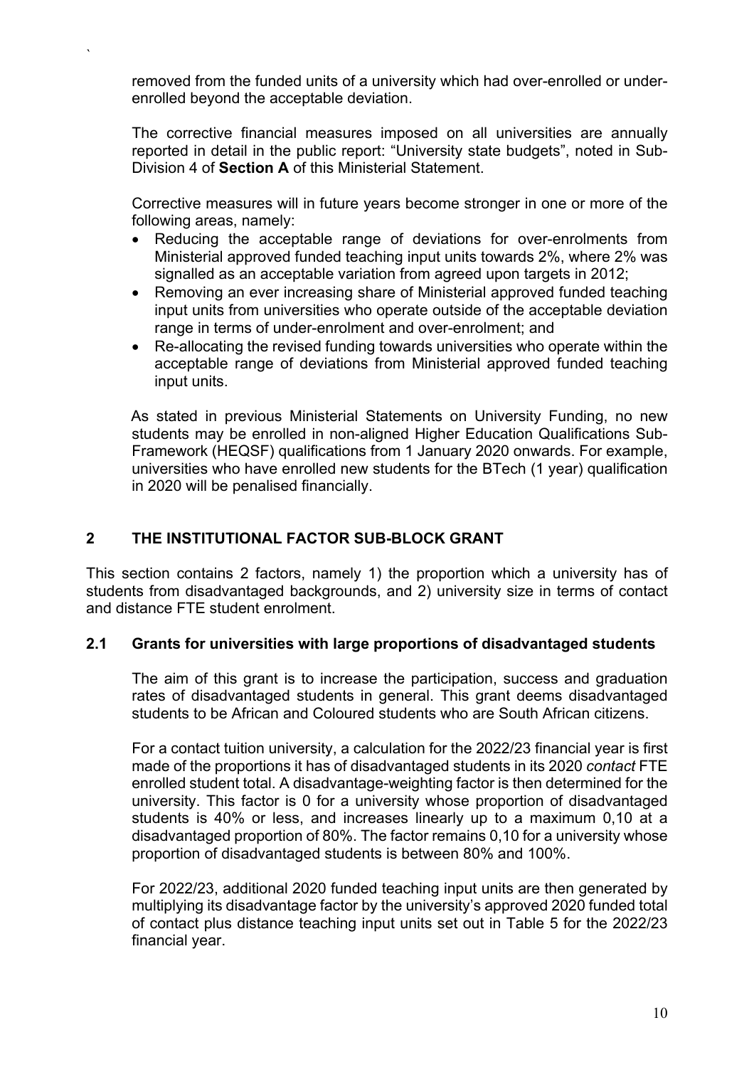removed from the funded units of a university which had over-enrolled or under-enrolled beyond the acceptable deviation.

The corrective financial measures imposed on all universities are annually reported in detail in the public report: "University state budgets", noted in Sub-Division 4 of **Section A** of this Ministerial Statement.

Corrective measures will in future years become stronger in one or more of the following areas, namely:

- Reducing the acceptable range of deviations for over-enrolments from Ministerial approved funded teaching input units towards 2%, where 2% was signalled as an acceptable variation from agreed upon targets in 2012;
- Removing an ever increasing share of Ministerial approved funded teaching input units from universities who operate outside of the acceptable deviation range in terms of under-enrolment and over-enrolment; and
- Re-allocating the revised funding towards universities who operate within the acceptable range of deviations from Ministerial approved funded teaching input units.

As stated in previous Ministerial Statements on University Funding, no new students may be enrolled in non-aligned Higher Education Qualifications Sub-Framework (HEQSF) qualifications from 1 January 2020 onwards. For example, universities who have enrolled new students for the BTech (1 year) qualification in 2020 will be penalised financially.

## 2 THE INSTITUTIONAL FACTOR SUB-BLOCK GRANT

This section contains 2 factors, namely 1) the proportion which a university has of students from disadvantaged backgrounds, and 2) university size in terms of contact and distance FTE student enrolment.

### 2.1 Grants for universities with large proportions of disadvantaged students

The aim of this grant is to increase the participation, success and graduation rates of disadvantaged students in general. This grant deems disadvantaged students to be African and Coloured students who are South African citizens.

For a contact tuition university, a calculation for the 2022/23 financial year is first made of the proportions it has of disadvantaged students in its 2020 *contact* FTE enrolled student total. A disadvantage-weighting factor is then determined for the university. This factor is 0 for a university whose proportion of disadvantaged students is 40% or less, and increases linearly up to a maximum 0,10 at a disadvantaged proportion of 80%. The factor remains 0,10 for a university whose proportion of disadvantaged students is between 80% and 100%.

For 2022/23, additional 2020 funded teaching input units are then generated by multiplying its disadvantage factor by the university's approved 2020 funded total of contact plus distance teaching input units set out in Table 5 for the 2022/23 financial year.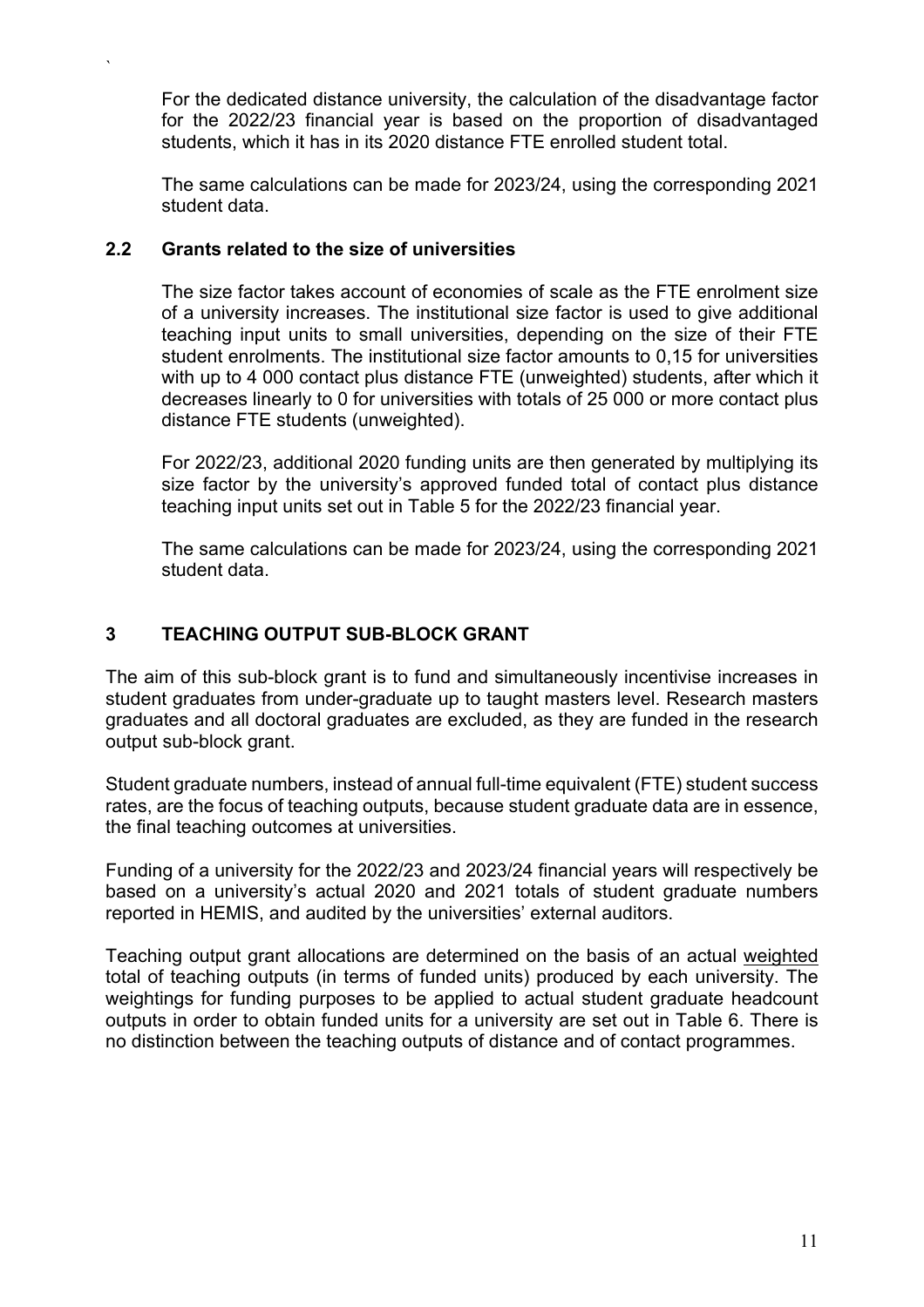For the dedicated distance university, the calculation of the disadvantage factor for the 2022/23 financial year is based on the proportion of disadvantaged students, which it has in its 2020 distance FTE enrolled student total.

The same calculations can be made for 2023/24, using the corresponding 2021 student data.

### 2.2 Grants related to the size of universities

The size factor takes account of economies of scale as the FTE enrolment size of a university increases. The institutional size factor is used to give additional teaching input units to small universities, depending on the size of their FTE student enrolments. The institutional size factor amounts to 0,15 for universities with up to 4 000 contact plus distance FTE (unweighted) students, after which it decreases linearly to 0 for universities with totals of 25 000 or more contact plus distance FTE students (unweighted).

For 2022/23, additional 2020 funding units are then generated by multiplying its size factor by the university's approved funded total of contact plus distance teaching input units set out in Table 5 for the 2022/23 financial year.

The same calculations can be made for 2023/24, using the corresponding 2021 student data.

## 3 TEACHING OUTPUT SUB-BLOCK GRANT

The aim of this sub-block grant is to fund and simultaneously incentivise increases in student graduates from under-graduate up to taught masters level. Research masters graduates and all doctoral graduates are excluded, as they are funded in the research output sub-block grant.

Student graduate numbers, instead of annual full-time equivalent (FTE) student success rates, are the focus of teaching outputs, because student graduate data are in essence, the final teaching outcomes at universities.

Funding of a university for the 2022/23 and 2023/24 financial years will respectively be based on a university's actual 2020 and 2021 totals of student graduate numbers reported in HEMIS, and audited by the universities' external auditors.

Teaching output grant allocations are determined on the basis of an actual weighted total of teaching outputs (in terms of funded units) produced by each university. The weightings for funding purposes to be applied to actual student graduate headcount outputs in order to obtain funded units for a university are set out in Table 6. There is no distinction between the teaching outputs of distance and of contact programmes.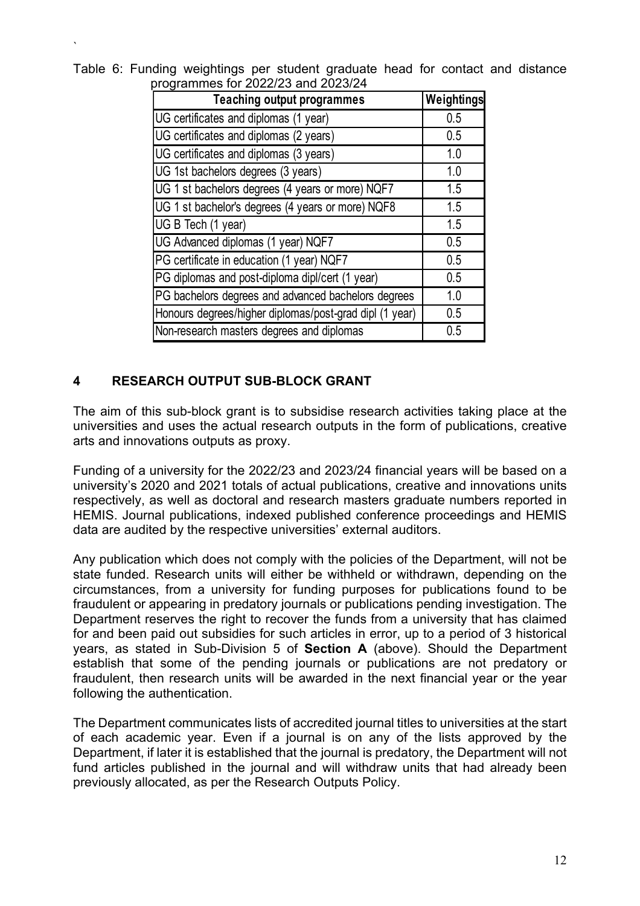Table 6: Funding weightings per student graduate head for contact and distance programmes for 2022/23 and 2023/24

| Teaching output programmes | Weightings |
| --- | --- |
| UG certificates and diplomas (1 year) | 0.5 |
| UG certificates and diplomas (2 years) | 0.5 |
| UG certificates and diplomas (3 years) | 1.0 |
| UG 1st bachelors degrees (3 years) | 1.0 |
| UG 1 st bachelors degrees (4 years or more) NQF7 | 1.5 |
| UG 1 st bachelor's degrees (4 years or more) NQF8 | 1.5 |
| UG B Tech (1 year) | 1.5 |
| UG Advanced diplomas (1 year) NQF7 | 0.5 |
| PG certificate in education (1 year) NQF7 | 0.5 |
| PG diplomas and post-diploma dipl/cert (1 year) | 0.5 |
| PG bachelors degrees and advanced bachelors degrees | 1.0 |
| Honours degrees/higher diplomas/post-grad dipl (1 year) | 0.5 |
| Non-research masters degrees and diplomas | 0.5 |

## 4 RESEARCH OUTPUT SUB-BLOCK GRANT

The aim of this sub-block grant is to subsidise research activities taking place at the universities and uses the actual research outputs in the form of publications, creative arts and innovations outputs as proxy.

Funding of a university for the 2022/23 and 2023/24 financial years will be based on a university's 2020 and 2021 totals of actual publications, creative and innovations units respectively, as well as doctoral and research masters graduate numbers reported in HEMIS. Journal publications, indexed published conference proceedings and HEMIS data are audited by the respective universities' external auditors.

Any publication which does not comply with the policies of the Department, will not be state funded. Research units will either be withheld or withdrawn, depending on the circumstances, from a university for funding purposes for publications found to be fraudulent or appearing in predatory journals or publications pending investigation. The Department reserves the right to recover the funds from a university that has claimed for and been paid out subsidies for such articles in error, up to a period of 3 historical years, as stated in Sub-Division 5 of **Section A** (above). Should the Department establish that some of the pending journals or publications are not predatory or fraudulent, then research units will be awarded in the next financial year or the year following the authentication.

The Department communicates lists of accredited journal titles to universities at the start of each academic year. Even if a journal is on any of the lists approved by the Department, if later it is established that the journal is predatory, the Department will not fund articles published in the journal and will withdraw units that had already been previously allocated, as per the Research Outputs Policy.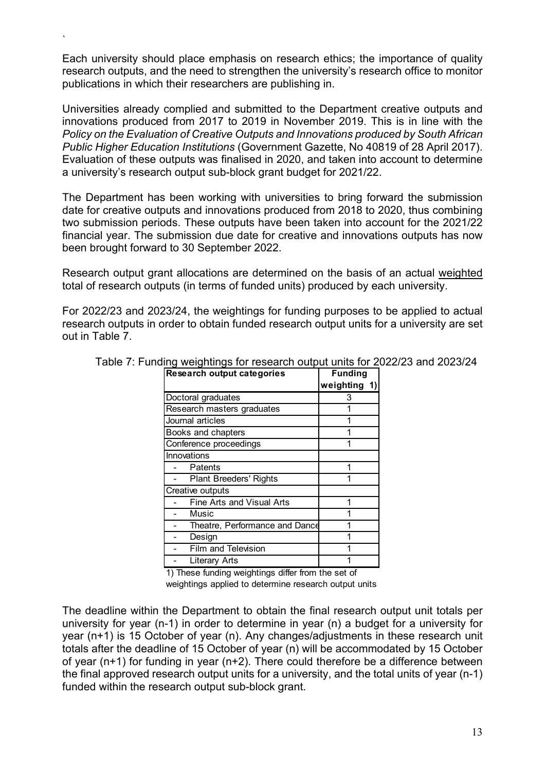Each university should place emphasis on research ethics; the importance of quality research outputs, and the need to strengthen the university's research office to monitor publications in which their researchers are publishing in.

Universities already complied and submitted to the Department creative outputs and innovations produced from 2017 to 2019 in November 2019. This is in line with the *Policy on the Evaluation of Creative Outputs and Innovations produced by South African Public Higher Education Institutions* (Government Gazette, No 40819 of 28 April 2017). Evaluation of these outputs was finalised in 2020, and taken into account to determine a university's research output sub-block grant budget for 2021/22.

The Department has been working with universities to bring forward the submission date for creative outputs and innovations produced from 2018 to 2020, thus combining two submission periods. These outputs have been taken into account for the 2021/22 financial year. The submission due date for creative and innovations outputs has now been brought forward to 30 September 2022.

Research output grant allocations are determined on the basis of an actual weighted total of research outputs (in terms of funded units) produced by each university.

For 2022/23 and 2023/24, the weightings for funding purposes to be applied to actual research outputs in order to obtain funded research output units for a university are set out in Table 7.

Table 7: Funding weightings for research output units for 2022/23 and 2023/24

| Research output categories | Funding weighting 1) |
|---|---|
| Doctoral graduates | 3 |
| Research masters graduates | 1 |
| Journal articles | 1 |
| Books and chapters | 1 |
| Conference proceedings | 1 |
| Innovations | |
| - Patents | 1 |
| - Plant Breeders' Rights | 1 |
| Creative outputs | |
| - Fine Arts and Visual Arts | 1 |
| - Music | 1 |
| - Theatre, Performance and Dance | 1 |
| - Design | 1 |
| - Film and Television | 1 |
| - Literary Arts | 1 |

1) These funding weightings differ from the set of weightings applied to determine research output units

The deadline within the Department to obtain the final research output unit totals per university for year (n-1) in order to determine in year (n) a budget for a university for year (n+1) is 15 October of year (n). Any changes/adjustments in these research unit totals after the deadline of 15 October of year (n) will be accommodated by 15 October of year (n+1) for funding in year (n+2). There could therefore be a difference between the final approved research output units for a university, and the total units of year (n-1) funded within the research output sub-block grant.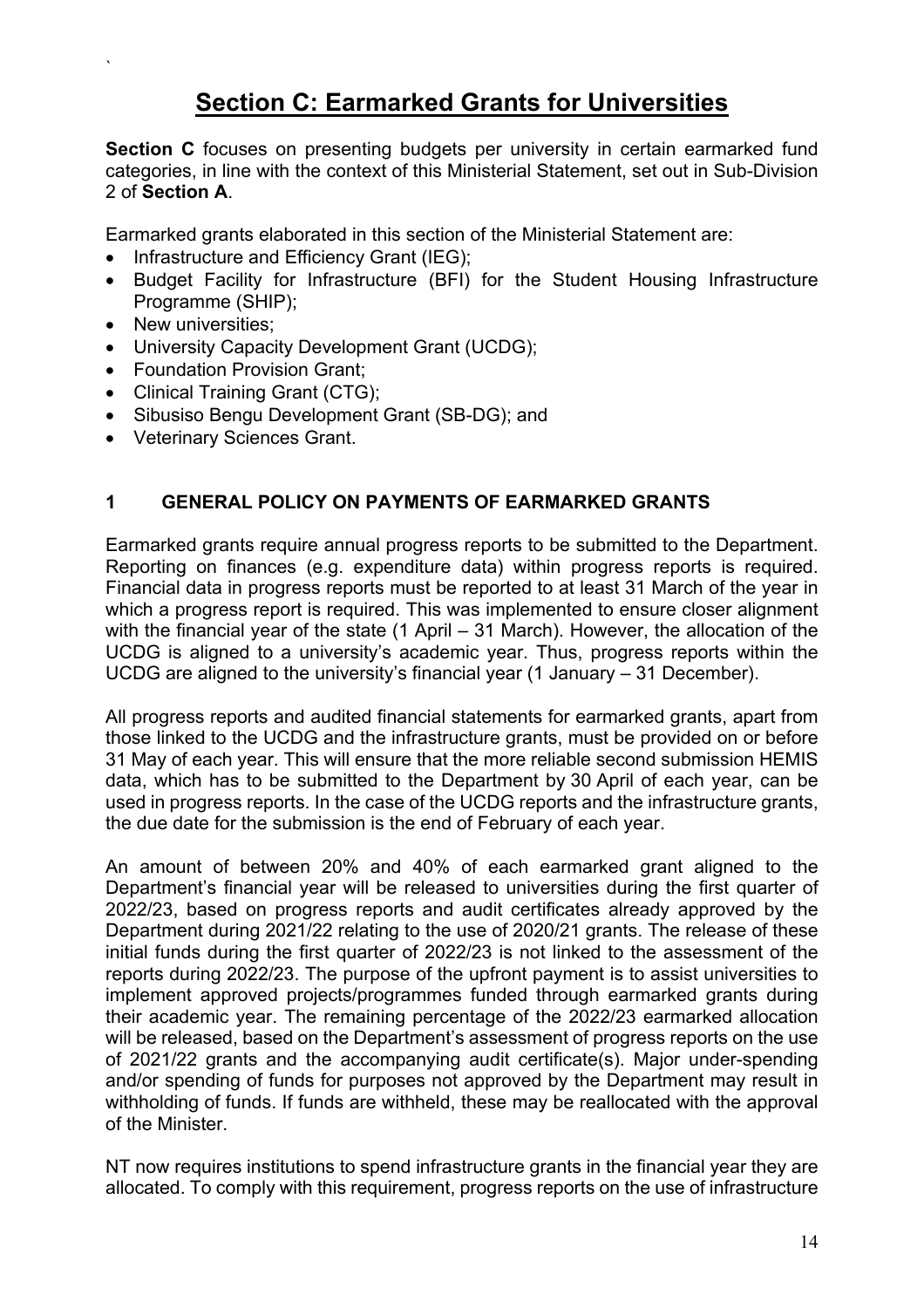# Section C: Earmarked Grants for Universities

**Section C** focuses on presenting budgets per university in certain earmarked fund categories, in line with the context of this Ministerial Statement, set out in Sub-Division 2 of **Section A**.

Earmarked grants elaborated in this section of the Ministerial Statement are:

- Infrastructure and Efficiency Grant (IEG);
- Budget Facility for Infrastructure (BFI) for the Student Housing Infrastructure Programme (SHIP);
- New universities;
- University Capacity Development Grant (UCDG);
- Foundation Provision Grant;
- Clinical Training Grant (CTG);
- Sibusiso Bengu Development Grant (SB-DG); and
- Veterinary Sciences Grant.

## 1 GENERAL POLICY ON PAYMENTS OF EARMARKED GRANTS

Earmarked grants require annual progress reports to be submitted to the Department. Reporting on finances (e.g. expenditure data) within progress reports is required. Financial data in progress reports must be reported to at least 31 March of the year in which a progress report is required. This was implemented to ensure closer alignment with the financial year of the state (1 April – 31 March). However, the allocation of the UCDG is aligned to a university's academic year. Thus, progress reports within the UCDG are aligned to the university's financial year (1 January – 31 December).

All progress reports and audited financial statements for earmarked grants, apart from those linked to the UCDG and the infrastructure grants, must be provided on or before 31 May of each year. This will ensure that the more reliable second submission HEMIS data, which has to be submitted to the Department by 30 April of each year, can be used in progress reports. In the case of the UCDG reports and the infrastructure grants, the due date for the submission is the end of February of each year.

An amount of between 20% and 40% of each earmarked grant aligned to the Department's financial year will be released to universities during the first quarter of 2022/23, based on progress reports and audit certificates already approved by the Department during 2021/22 relating to the use of 2020/21 grants. The release of these initial funds during the first quarter of 2022/23 is not linked to the assessment of the reports during 2022/23. The purpose of the upfront payment is to assist universities to implement approved projects/programmes funded through earmarked grants during their academic year. The remaining percentage of the 2022/23 earmarked allocation will be released, based on the Department's assessment of progress reports on the use of 2021/22 grants and the accompanying audit certificate(s). Major under-spending and/or spending of funds for purposes not approved by the Department may result in withholding of funds. If funds are withheld, these may be reallocated with the approval of the Minister.

NT now requires institutions to spend infrastructure grants in the financial year they are allocated. To comply with this requirement, progress reports on the use of infrastructure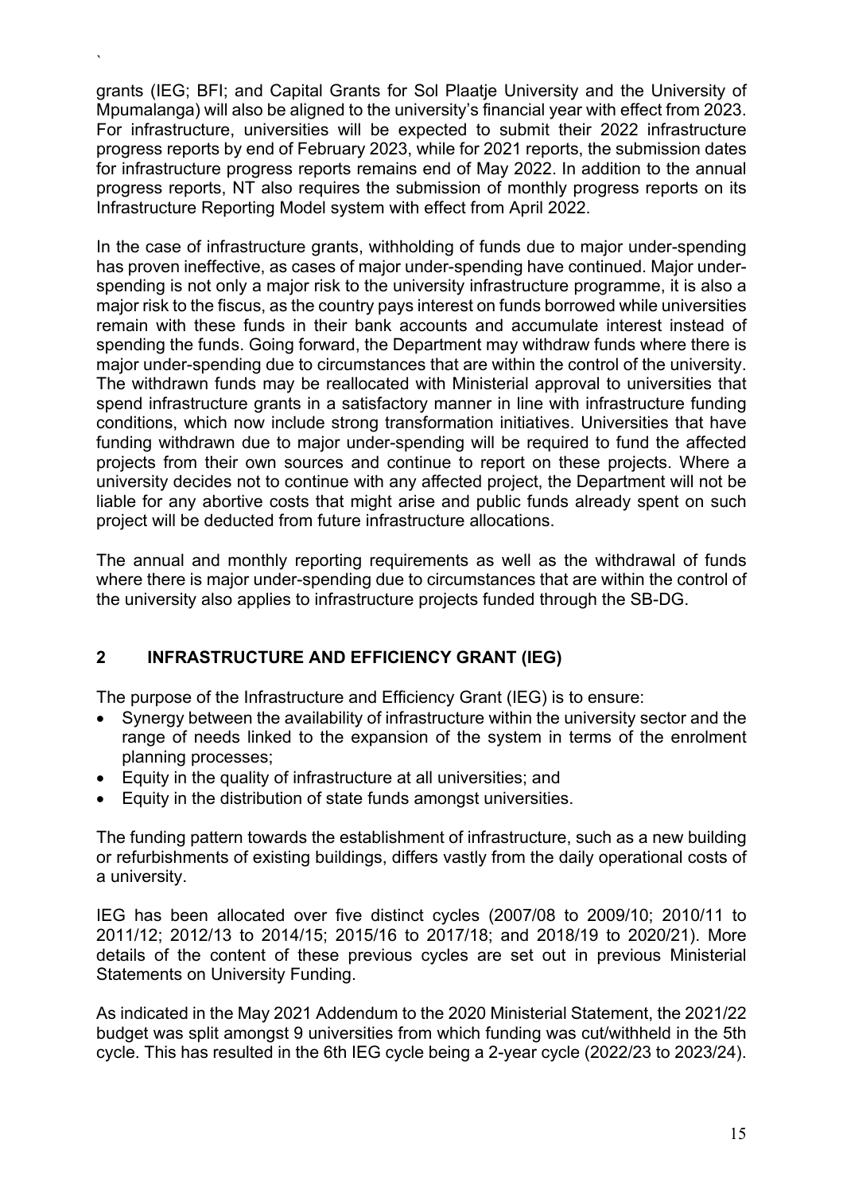grants (IEG; BFI; and Capital Grants for Sol Plaatje University and the University of Mpumalanga) will also be aligned to the university's financial year with effect from 2023. For infrastructure, universities will be expected to submit their 2022 infrastructure progress reports by end of February 2023, while for 2021 reports, the submission dates for infrastructure progress reports remains end of May 2022. In addition to the annual progress reports, NT also requires the submission of monthly progress reports on its Infrastructure Reporting Model system with effect from April 2022.

In the case of infrastructure grants, withholding of funds due to major under-spending has proven ineffective, as cases of major under-spending have continued. Major under-spending is not only a major risk to the university infrastructure programme, it is also a major risk to the fiscus, as the country pays interest on funds borrowed while universities remain with these funds in their bank accounts and accumulate interest instead of spending the funds. Going forward, the Department may withdraw funds where there is major under-spending due to circumstances that are within the control of the university. The withdrawn funds may be reallocated with Ministerial approval to universities that spend infrastructure grants in a satisfactory manner in line with infrastructure funding conditions, which now include strong transformation initiatives. Universities that have funding withdrawn due to major under-spending will be required to fund the affected projects from their own sources and continue to report on these projects. Where a university decides not to continue with any affected project, the Department will not be liable for any abortive costs that might arise and public funds already spent on such project will be deducted from future infrastructure allocations.

The annual and monthly reporting requirements as well as the withdrawal of funds where there is major under-spending due to circumstances that are within the control of the university also applies to infrastructure projects funded through the SB-DG.

## 2 INFRASTRUCTURE AND EFFICIENCY GRANT (IEG)

The purpose of the Infrastructure and Efficiency Grant (IEG) is to ensure:

- Synergy between the availability of infrastructure within the university sector and the range of needs linked to the expansion of the system in terms of the enrolment planning processes;
- Equity in the quality of infrastructure at all universities; and
- Equity in the distribution of state funds amongst universities.

The funding pattern towards the establishment of infrastructure, such as a new building or refurbishments of existing buildings, differs vastly from the daily operational costs of a university.

IEG has been allocated over five distinct cycles (2007/08 to 2009/10; 2010/11 to 2011/12; 2012/13 to 2014/15; 2015/16 to 2017/18; and 2018/19 to 2020/21). More details of the content of these previous cycles are set out in previous Ministerial Statements on University Funding.

As indicated in the May 2021 Addendum to the 2020 Ministerial Statement, the 2021/22 budget was split amongst 9 universities from which funding was cut/withheld in the 5th cycle. This has resulted in the 6th IEG cycle being a 2-year cycle (2022/23 to 2023/24).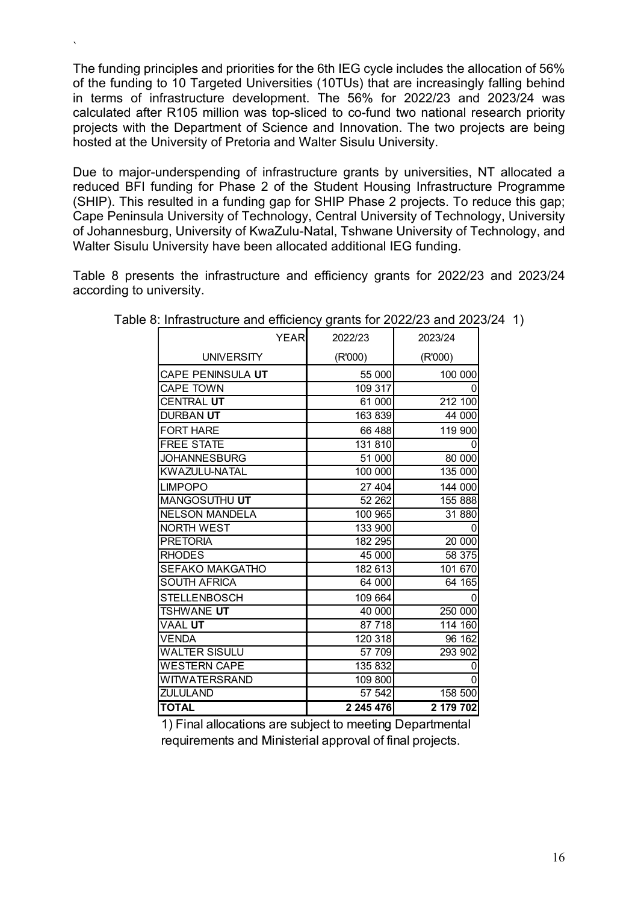The funding principles and priorities for the 6th IEG cycle includes the allocation of 56% of the funding to 10 Targeted Universities (10TUs) that are increasingly falling behind in terms of infrastructure development. The 56% for 2022/23 and 2023/24 was calculated after R105 million was top-sliced to co-fund two national research priority projects with the Department of Science and Innovation. The two projects are being hosted at the University of Pretoria and Walter Sisulu University.

Due to major-underspending of infrastructure grants by universities, NT allocated a reduced BFI funding for Phase 2 of the Student Housing Infrastructure Programme (SHIP). This resulted in a funding gap for SHIP Phase 2 projects. To reduce this gap; Cape Peninsula University of Technology, Central University of Technology, University of Johannesburg, University of KwaZulu-Natal, Tshwane University of Technology, and Walter Sisulu University have been allocated additional IEG funding.

Table 8 presents the infrastructure and efficiency grants for 2022/23 and 2023/24 according to university.

Table 8: Infrastructure and efficiency grants for 2022/23 and 2023/24 1)

| YEAR | 2022/23 | 2023/24 |
|---|---|---|
| UNIVERSITY | (R'000) | (R'000) |
| CAPE PENINSULA **UT** | 55 000 | 100 000 |
| CAPE TOWN | 109 317 | 0 |
| CENTRAL **UT** | 61 000 | 212 100 |
| DURBAN **UT** | 163 839 | 44 000 |
| FORT HARE | 66 488 | 119 900 |
| FREE STATE | 131 810 | 0 |
| JOHANNESBURG | 51 000 | 80 000 |
| KWAZULU-NATAL | 100 000 | 135 000 |
| LIMPOPO | 27 404 | 144 000 |
| MANGOSUTHU **UT** | 52 262 | 155 888 |
| NELSON MANDELA | 100 965 | 31 880 |
| NORTH WEST | 133 900 | 0 |
| PRETORIA | 182 295 | 20 000 |
| RHODES | 45 000 | 58 375 |
| SEFAKO MAKGATHO | 182 613 | 101 670 |
| SOUTH AFRICA | 64 000 | 64 165 |
| STELLENBOSCH | 109 664 | 0 |
| TSHWANE **UT** | 40 000 | 250 000 |
| VAAL **UT** | 87 718 | 114 160 |
| VENDA | 120 318 | 96 162 |
| WALTER SISULU | 57 709 | 293 902 |
| WESTERN CAPE | 135 832 | 0 |
| WITWATERSRAND | 109 800 | 0 |
| ZULULAND | 57 542 | 158 500 |
| **TOTAL** | **2 245 476** | **2 179 702** |

1) Final allocations are subject to meeting Departmental requirements and Ministerial approval of final projects.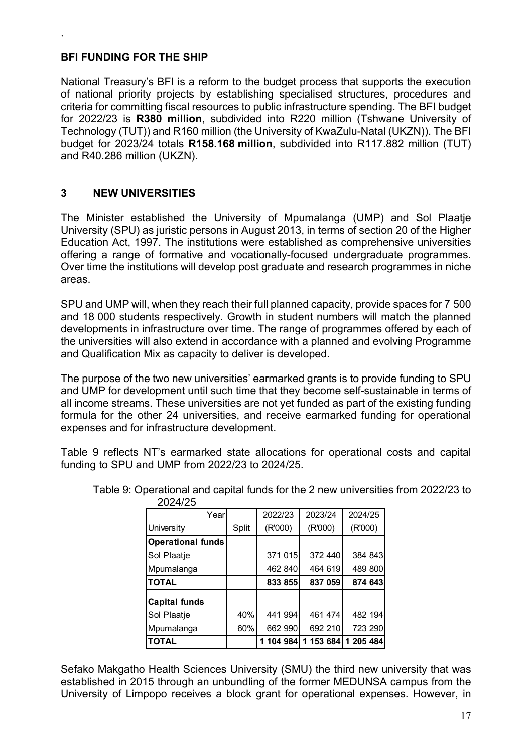`

**BFI FUNDING FOR THE SHIP**

National Treasury's BFI is a reform to the budget process that supports the execution of national priority projects by establishing specialised structures, procedures and criteria for committing fiscal resources to public infrastructure spending. The BFI budget for 2022/23 is **R380 million**, subdivided into R220 million (Tshwane University of Technology (TUT)) and R160 million (the University of KwaZulu-Natal (UKZN)). The BFI budget for 2023/24 totals **R158.168 million**, subdivided into R117.882 million (TUT) and R40.286 million (UKZN).

## 3 NEW UNIVERSITIES

The Minister established the University of Mpumalanga (UMP) and Sol Plaatje University (SPU) as juristic persons in August 2013, in terms of section 20 of the Higher Education Act, 1997. The institutions were established as comprehensive universities offering a range of formative and vocationally-focused undergraduate programmes. Over time the institutions will develop post graduate and research programmes in niche areas.

SPU and UMP will, when they reach their full planned capacity, provide spaces for 7 500 and 18 000 students respectively. Growth in student numbers will match the planned developments in infrastructure over time. The range of programmes offered by each of the universities will also extend in accordance with a planned and evolving Programme and Qualification Mix as capacity to deliver is developed.

The purpose of the two new universities' earmarked grants is to provide funding to SPU and UMP for development until such time that they become self-sustainable in terms of all income streams. These universities are not yet funded as part of the existing funding formula for the other 24 universities, and receive earmarked funding for operational expenses and for infrastructure development.

Table 9 reflects NT's earmarked state allocations for operational costs and capital funding to SPU and UMP from 2022/23 to 2024/25.

Table 9: Operational and capital funds for the 2 new universities from 2022/23 to 2024/25

| Year | | 2022/23 | 2023/24 | 2024/25 |
|---|---|---|---|---|
| University | Split | (R'000) | (R'000) | (R'000) |
| **Operational funds** | | | | |
| Sol Plaatje | | 371 015 | 372 440 | 384 843 |
| Mpumalanga | | 462 840 | 464 619 | 489 800 |
| **TOTAL** | | **833 855** | **837 059** | **874 643** |
| **Capital funds** | | | | |
| Sol Plaatje | 40% | 441 994 | 461 474 | 482 194 |
| Mpumalanga | 60% | 662 990 | 692 210 | 723 290 |
| **TOTAL** | | **1 104 984** | **1 153 684** | **1 205 484** |

Sefako Makgatho Health Sciences University (SMU) the third new university that was established in 2015 through an unbundling of the former MEDUNSA campus from the University of Limpopo receives a block grant for operational expenses. However, in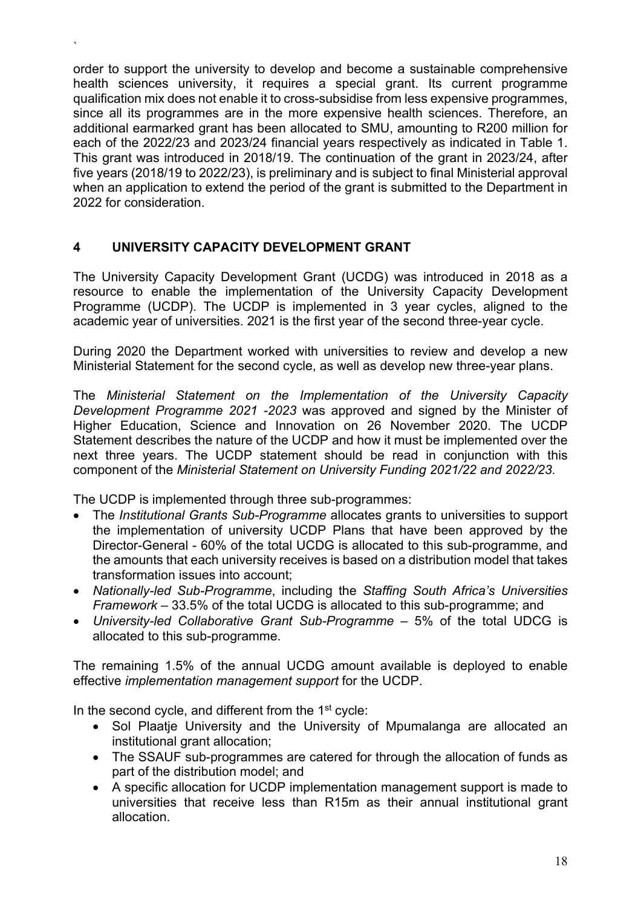order to support the university to develop and become a sustainable comprehensive health sciences university, it requires a special grant. Its current programme qualification mix does not enable it to cross-subsidise from less expensive programmes, since all its programmes are in the more expensive health sciences. Therefore, an additional earmarked grant has been allocated to SMU, amounting to R200 million for each of the 2022/23 and 2023/24 financial years respectively as indicated in Table 1. This grant was introduced in 2018/19. The continuation of the grant in 2023/24, after five years (2018/19 to 2022/23), is preliminary and is subject to final Ministerial approval when an application to extend the period of the grant is submitted to the Department in 2022 for consideration.

## 4 UNIVERSITY CAPACITY DEVELOPMENT GRANT

The University Capacity Development Grant (UCDG) was introduced in 2018 as a resource to enable the implementation of the University Capacity Development Programme (UCDP). The UCDP is implemented in 3 year cycles, aligned to the academic year of universities. 2021 is the first year of the second three-year cycle.

During 2020 the Department worked with universities to review and develop a new Ministerial Statement for the second cycle, as well as develop new three-year plans.

The *Ministerial Statement on the Implementation of the University Capacity Development Programme 2021 -2023* was approved and signed by the Minister of Higher Education, Science and Innovation on 26 November 2020. The UCDP Statement describes the nature of the UCDP and how it must be implemented over the next three years. The UCDP statement should be read in conjunction with this component of the *Ministerial Statement on University Funding 2021/22 and 2022/23*.

The UCDP is implemented through three sub-programmes:

- The *Institutional Grants Sub-Programme* allocates grants to universities to support the implementation of university UCDP Plans that have been approved by the Director-General - 60% of the total UCDG is allocated to this sub-programme, and the amounts that each university receives is based on a distribution model that takes transformation issues into account;
- *Nationally-led Sub-Programme*, including the *Staffing South Africa's Universities Framework* – 33.5% of the total UCDG is allocated to this sub-programme; and
- *University-led Collaborative Grant Sub-Programme* – 5% of the total UDCG is allocated to this sub-programme.

The remaining 1.5% of the annual UCDG amount available is deployed to enable effective *implementation management support* for the UCDP.

In the second cycle, and different from the 1st cycle:

- Sol Plaatje University and the University of Mpumalanga are allocated an institutional grant allocation;
- The SSAUF sub-programmes are catered for through the allocation of funds as part of the distribution model; and
- A specific allocation for UCDP implementation management support is made to universities that receive less than R15m as their annual institutional grant allocation.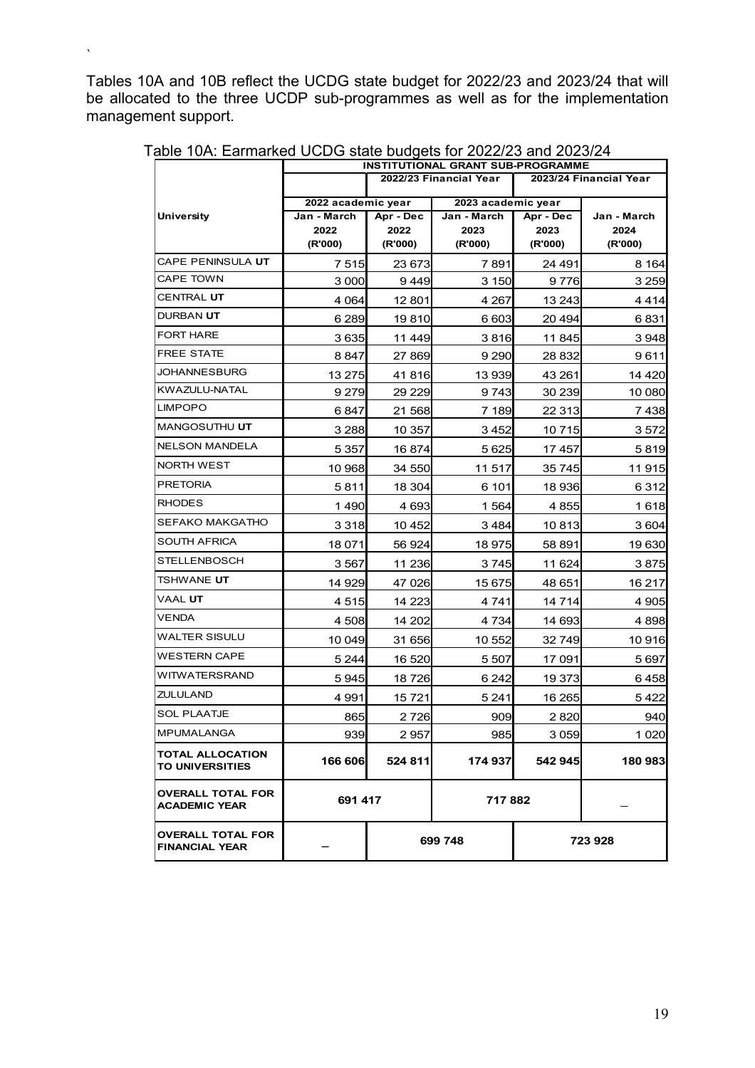Tables 10A and 10B reflect the UCDG state budget for 2022/23 and 2023/24 that will be allocated to the three UCDP sub-programmes as well as for the implementation management support.

Table 10A: Earmarked UCDG state budgets for 2022/23 and 2023/24

| | INSTITUTIONAL GRANT SUB-PROGRAMME | | | | |
|---|---|---|---|---|---|
| | | 2022/23 Financial Year | | 2023/24 Financial Year | |
| | 2022 academic year | | 2023 academic year | | |
| University | Jan - March 2022 (R'000) | Apr - Dec 2022 (R'000) | Jan - March 2023 (R'000) | Apr - Dec 2023 (R'000) | Jan - March 2024 (R'000) |
| CAPE PENINSULA **UT** | 7 515 | 23 673 | 7 891 | 24 491 | 8 164 |
| CAPE TOWN | 3 000 | 9 449 | 3 150 | 9 776 | 3 259 |
| CENTRAL **UT** | 4 064 | 12 801 | 4 267 | 13 243 | 4 414 |
| DURBAN **UT** | 6 289 | 19 810 | 6 603 | 20 494 | 6 831 |
| FORT HARE | 3 635 | 11 449 | 3 816 | 11 845 | 3 948 |
| FREE STATE | 8 847 | 27 869 | 9 290 | 28 832 | 9 611 |
| JOHANNESBURG | 13 275 | 41 816 | 13 939 | 43 261 | 14 420 |
| KWAZULU-NATAL | 9 279 | 29 229 | 9 743 | 30 239 | 10 080 |
| LIMPOPO | 6 847 | 21 568 | 7 189 | 22 313 | 7 438 |
| MANGOSUTHU **UT** | 3 288 | 10 357 | 3 452 | 10 715 | 3 572 |
| NELSON MANDELA | 5 357 | 16 874 | 5 625 | 17 457 | 5 819 |
| NORTH WEST | 10 968 | 34 550 | 11 517 | 35 745 | 11 915 |
| PRETORIA | 5 811 | 18 304 | 6 101 | 18 936 | 6 312 |
| RHODES | 1 490 | 4 693 | 1 564 | 4 855 | 1 618 |
| SEFAKO MAKGATHO | 3 318 | 10 452 | 3 484 | 10 813 | 3 604 |
| SOUTH AFRICA | 18 071 | 56 924 | 18 975 | 58 891 | 19 630 |
| STELLENBOSCH | 3 567 | 11 236 | 3 745 | 11 624 | 3 875 |
| TSHWANE **UT** | 14 929 | 47 026 | 15 675 | 48 651 | 16 217 |
| VAAL **UT** | 4 515 | 14 223 | 4 741 | 14 714 | 4 905 |
| VENDA | 4 508 | 14 202 | 4 734 | 14 693 | 4 898 |
| WALTER SISULU | 10 049 | 31 656 | 10 552 | 32 749 | 10 916 |
| WESTERN CAPE | 5 244 | 16 520 | 5 507 | 17 091 | 5 697 |
| WITWATERSRAND | 5 945 | 18 726 | 6 242 | 19 373 | 6 458 |
| ZULULAND | 4 991 | 15 721 | 5 241 | 16 265 | 5 422 |
| SOL PLAATJE | 865 | 2 726 | 909 | 2 820 | 940 |
| MPUMALANGA | 939 | 2 957 | 985 | 3 059 | 1 020 |
| **TOTAL ALLOCATION TO UNIVERSITIES** | **166 606** | **524 811** | **174 937** | **542 945** | **180 983** |
| **OVERALL TOTAL FOR ACADEMIC YEAR** | **691 417** | | **717 882** | | – |
| **OVERALL TOTAL FOR FINANCIAL YEAR** | – | **699 748** | | **723 928** | |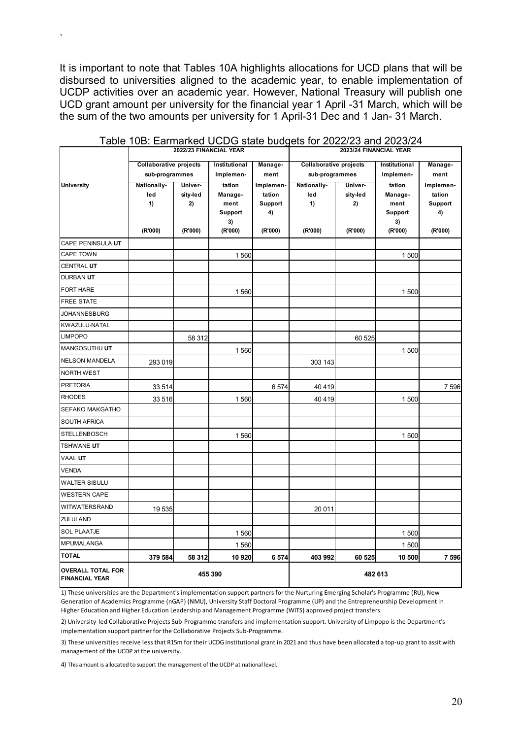`

It is important to note that Tables 10A highlights allocations for UCD plans that will be disbursed to universities aligned to the academic year, to enable implementation of UCDP activities over an academic year. However, National Treasury will publish one UCD grant amount per university for the financial year 1 April -31 March, which will be the sum of the two amounts per university for 1 April-31 Dec and 1 Jan- 31 March.

Table 10B: Earmarked UCDG state budgets for 2022/23 and 2023/24

| University | 2022/23 FINANCIAL YEAR | | | | 2023/24 FINANCIAL YEAR | | | |
|---|---|---|---|---|---|---|---|---|
| | Collaborative projects sub-programmes | | Institutional Implementation Management Support 3) | Management Implementation Support 4) | Collaborative projects sub-programmes | | Institutional Implementation Management Support 3) | Management Implementation Support 4) |
| | Nationally-led 1) | University-led 2) | | | Nationally-led 1) | University-led 2) | | |
| | (R'000) | (R'000) | (R'000) | (R'000) | (R'000) | (R'000) | (R'000) | (R'000) |
| CAPE PENINSULA **UT** | | | | | | | | |
| CAPE TOWN | | | 1 560 | | | | 1 500 | |
| CENTRAL **UT** | | | | | | | | |
| DURBAN **UT** | | | | | | | | |
| FORT HARE | | | 1 560 | | | | 1 500 | |
| FREE STATE | | | | | | | | |
| JOHANNESBURG | | | | | | | | |
| KWAZULU-NATAL | | | | | | | | |
| LIMPOPO | | 58 312 | | | | 60 525 | | |
| MANGOSUTHU **UT** | | | 1 560 | | | | 1 500 | |
| NELSON MANDELA | 293 019 | | | | 303 143 | | | |
| NORTH WEST | | | | | | | | |
| PRETORIA | 33 514 | | | 6 574 | 40 419 | | | 7 596 |
| RHODES | 33 516 | | 1 560 | | 40 419 | | 1 500 | |
| SEFAKO MAKGATHO | | | | | | | | |
| SOUTH AFRICA | | | | | | | | |
| STELLENBOSCH | | | 1 560 | | | | 1 500 | |
| TSHWANE **UT** | | | | | | | | |
| VAAL **UT** | | | | | | | | |
| VENDA | | | | | | | | |
| WALTER SISULU | | | | | | | | |
| WESTERN CAPE | | | | | | | | |
| WITWATERSRAND | 19 535 | | | | 20 011 | | | |
| ZULULAND | | | | | | | | |
| SOL PLAATJE | | | 1 560 | | | | 1 500 | |
| MPUMALANGA | | | 1 560 | | | | 1 500 | |
| **TOTAL** | **379 584** | **58 312** | **10 920** | **6 574** | **403 992** | **60 525** | **10 500** | **7 596** |
| **OVERALL TOTAL FOR FINANCIAL YEAR** | **455 390** | | | | **482 613** | | | |

1) These universities are the Department's implementation support partners for the Nurturing Emerging Scholar's Programme (RU), New Generation of Academics Programme (nGAP) (NMU), University Staff Doctoral Programme (UP) and the Entrepreneurship Development in Higher Education and Higher Education Leadership and Management Programme (WITS) approved project transfers.

2) University-led Collaborative Projects Sub-Programme transfers and implementation support. University of Limpopo is the Department's implementation support partner for the Collaborative Projects Sub-Programme.

3) These universities receive less that R15m for their UCDG institutional grant in 2021 and thus have been allocated a top-up grant to assit with management of the UCDP at the university.

4) This amount is allocated to support the management of the UCDP at national level.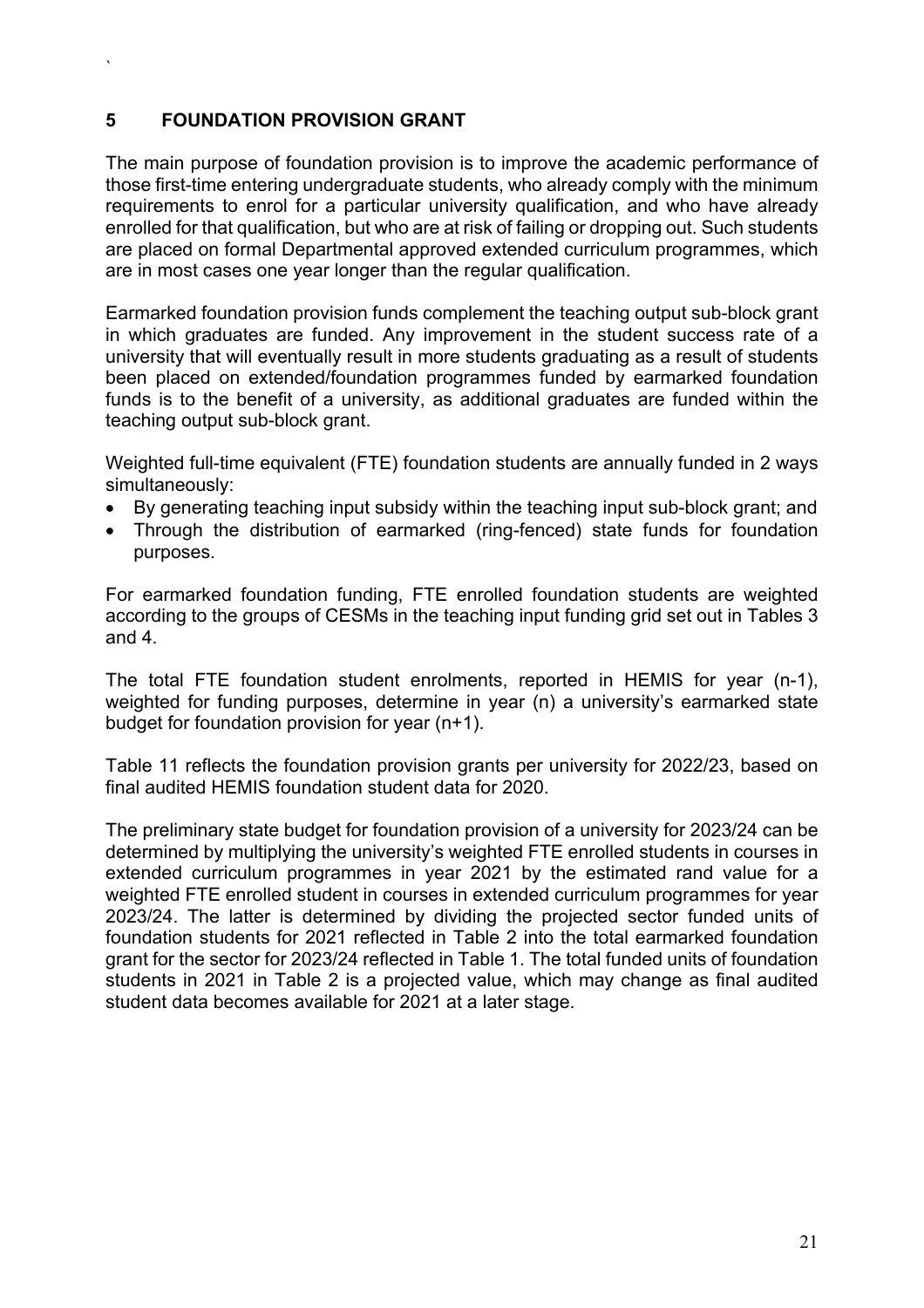## 5 FOUNDATION PROVISION GRANT

The main purpose of foundation provision is to improve the academic performance of those first-time entering undergraduate students, who already comply with the minimum requirements to enrol for a particular university qualification, and who have already enrolled for that qualification, but who are at risk of failing or dropping out. Such students are placed on formal Departmental approved extended curriculum programmes, which are in most cases one year longer than the regular qualification.

Earmarked foundation provision funds complement the teaching output sub-block grant in which graduates are funded. Any improvement in the student success rate of a university that will eventually result in more students graduating as a result of students been placed on extended/foundation programmes funded by earmarked foundation funds is to the benefit of a university, as additional graduates are funded within the teaching output sub-block grant.

Weighted full-time equivalent (FTE) foundation students are annually funded in 2 ways simultaneously:

- By generating teaching input subsidy within the teaching input sub-block grant; and
- Through the distribution of earmarked (ring-fenced) state funds for foundation purposes.

For earmarked foundation funding, FTE enrolled foundation students are weighted according to the groups of CESMs in the teaching input funding grid set out in Tables 3 and 4.

The total FTE foundation student enrolments, reported in HEMIS for year (n-1), weighted for funding purposes, determine in year (n) a university's earmarked state budget for foundation provision for year (n+1).

Table 11 reflects the foundation provision grants per university for 2022/23, based on final audited HEMIS foundation student data for 2020.

The preliminary state budget for foundation provision of a university for 2023/24 can be determined by multiplying the university's weighted FTE enrolled students in courses in extended curriculum programmes in year 2021 by the estimated rand value for a weighted FTE enrolled student in courses in extended curriculum programmes for year 2023/24. The latter is determined by dividing the projected sector funded units of foundation students for 2021 reflected in Table 2 into the total earmarked foundation grant for the sector for 2023/24 reflected in Table 1. The total funded units of foundation students in 2021 in Table 2 is a projected value, which may change as final audited student data becomes available for 2021 at a later stage.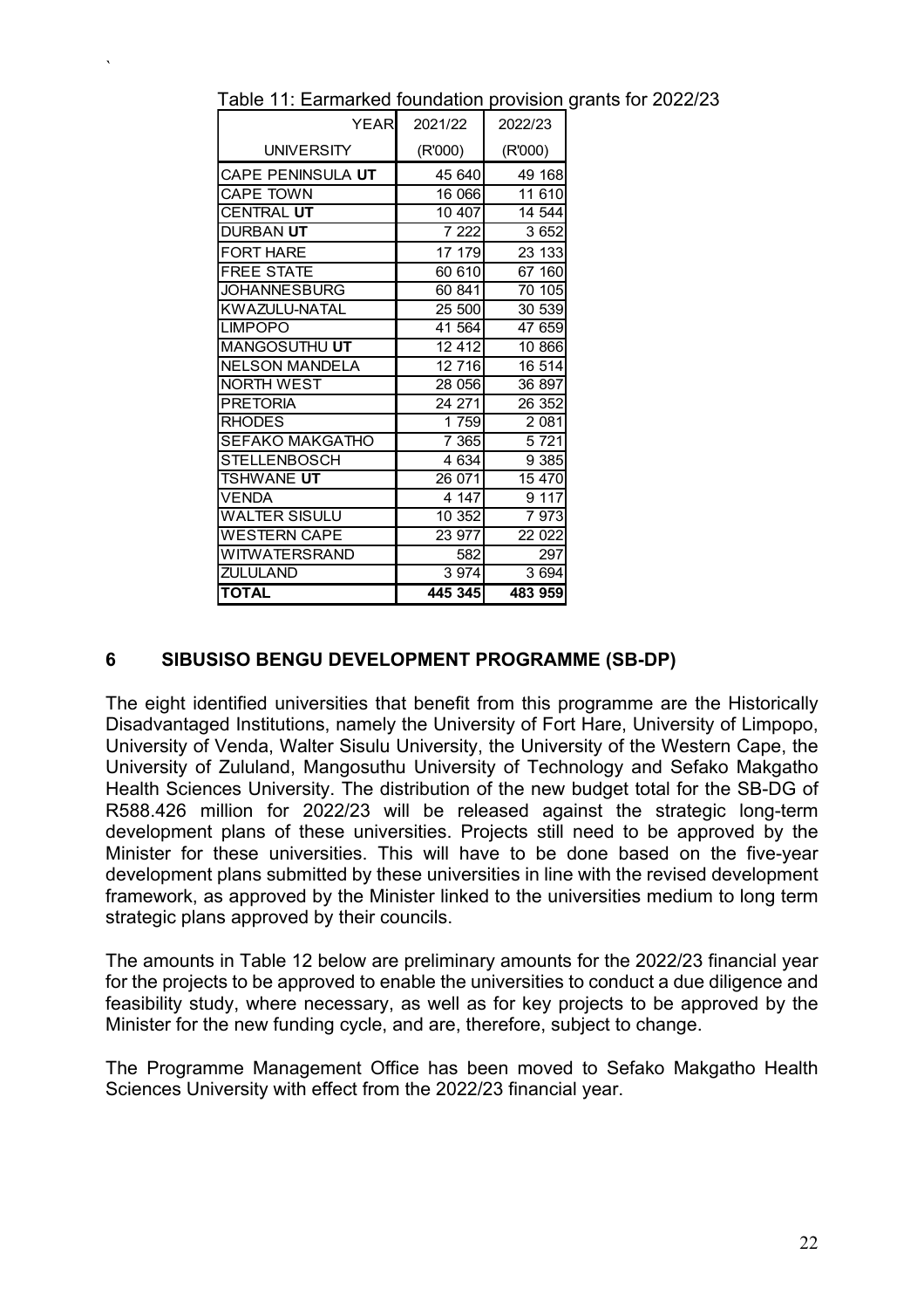Table 11: Earmarked foundation provision grants for 2022/23

| YEAR | 2021/22 | 2022/23 |
|---|---|---|
| UNIVERSITY | (R'000) | (R'000) |
| CAPE PENINSULA **UT** | 45 640 | 49 168 |
| CAPE TOWN | 16 066 | 11 610 |
| CENTRAL **UT** | 10 407 | 14 544 |
| DURBAN **UT** | 7 222 | 3 652 |
| FORT HARE | 17 179 | 23 133 |
| FREE STATE | 60 610 | 67 160 |
| JOHANNESBURG | 60 841 | 70 105 |
| KWAZULU-NATAL | 25 500 | 30 539 |
| LIMPOPO | 41 564 | 47 659 |
| MANGOSUTHU **UT** | 12 412 | 10 866 |
| NELSON MANDELA | 12 716 | 16 514 |
| NORTH WEST | 28 056 | 36 897 |
| PRETORIA | 24 271 | 26 352 |
| RHODES | 1 759 | 2 081 |
| SEFAKO MAKGATHO | 7 365 | 5 721 |
| STELLENBOSCH | 4 634 | 9 385 |
| TSHWANE **UT** | 26 071 | 15 470 |
| VENDA | 4 147 | 9 117 |
| WALTER SISULU | 10 352 | 7 973 |
| WESTERN CAPE | 23 977 | 22 022 |
| WITWATERSRAND | 582 | 297 |
| ZULULAND | 3 974 | 3 694 |
| **TOTAL** | **445 345** | **483 959** |

## 6 SIBUSISO BENGU DEVELOPMENT PROGRAMME (SB-DP)

The eight identified universities that benefit from this programme are the Historically Disadvantaged Institutions, namely the University of Fort Hare, University of Limpopo, University of Venda, Walter Sisulu University, the University of the Western Cape, the University of Zululand, Mangosuthu University of Technology and Sefako Makgatho Health Sciences University. The distribution of the new budget total for the SB-DG of R588.426 million for 2022/23 will be released against the strategic long-term development plans of these universities. Projects still need to be approved by the Minister for these universities. This will have to be done based on the five-year development plans submitted by these universities in line with the revised development framework, as approved by the Minister linked to the universities medium to long term strategic plans approved by their councils.

The amounts in Table 12 below are preliminary amounts for the 2022/23 financial year for the projects to be approved to enable the universities to conduct a due diligence and feasibility study, where necessary, as well as for key projects to be approved by the Minister for the new funding cycle, and are, therefore, subject to change.

The Programme Management Office has been moved to Sefako Makgatho Health Sciences University with effect from the 2022/23 financial year.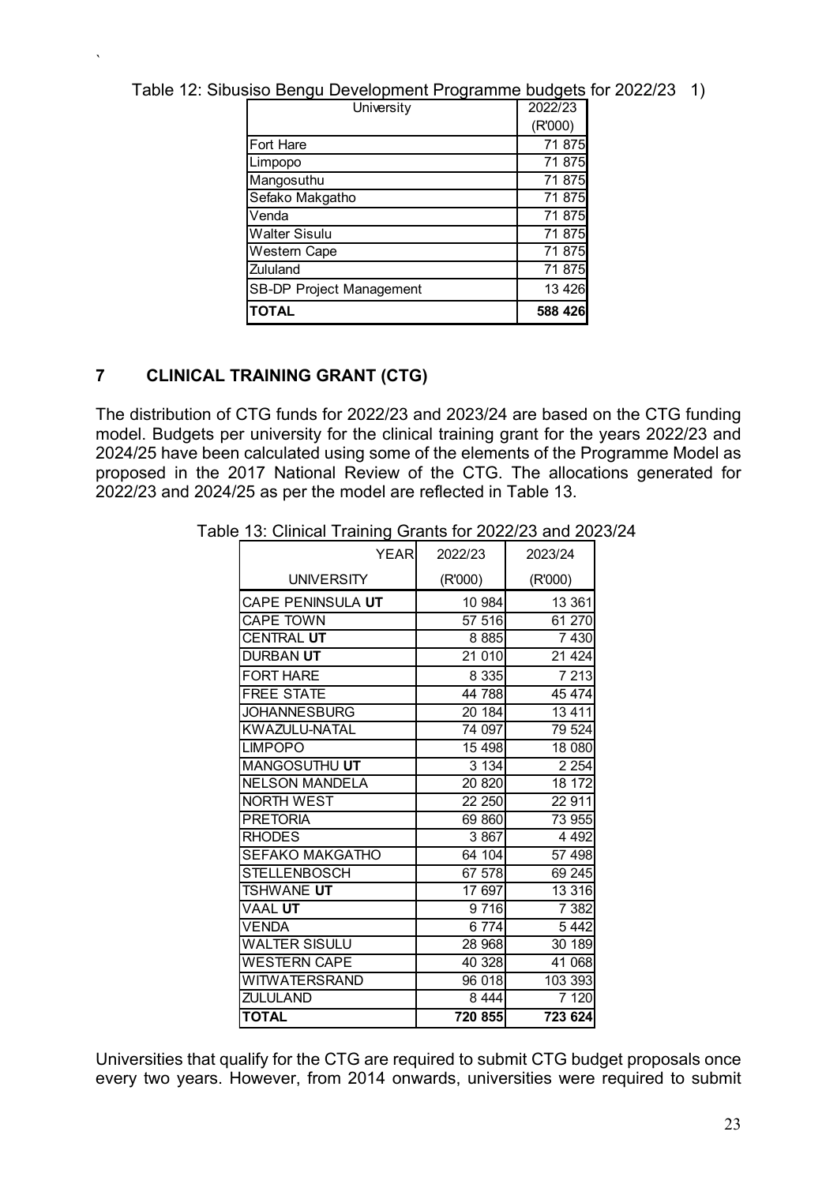Table 12: Sibusiso Bengu Development Programme budgets for 2022/23 1)

| University | 2022/23 (R'000) |
|---|---|
| Fort Hare | 71 875 |
| Limpopo | 71 875 |
| Mangosuthu | 71 875 |
| Sefako Makgatho | 71 875 |
| Venda | 71 875 |
| Walter Sisulu | 71 875 |
| Western Cape | 71 875 |
| Zululand | 71 875 |
| SB-DP Project Management | 13 426 |
| **TOTAL** | **588 426** |

## 7 CLINICAL TRAINING GRANT (CTG)

The distribution of CTG funds for 2022/23 and 2023/24 are based on the CTG funding model. Budgets per university for the clinical training grant for the years 2022/23 and 2024/25 have been calculated using some of the elements of the Programme Model as proposed in the 2017 National Review of the CTG. The allocations generated for 2022/23 and 2024/25 as per the model are reflected in Table 13.

Table 13: Clinical Training Grants for 2022/23 and 2023/24

| YEAR | 2022/23 | 2023/24 |
|---|---|---|
| UNIVERSITY | (R'000) | (R'000) |
| CAPE PENINSULA **UT** | 10 984 | 13 361 |
| CAPE TOWN | 57 516 | 61 270 |
| CENTRAL **UT** | 8 885 | 7 430 |
| DURBAN **UT** | 21 010 | 21 424 |
| FORT HARE | 8 335 | 7 213 |
| FREE STATE | 44 788 | 45 474 |
| JOHANNESBURG | 20 184 | 13 411 |
| KWAZULU-NATAL | 74 097 | 79 524 |
| LIMPOPO | 15 498 | 18 080 |
| MANGOSUTHU **UT** | 3 134 | 2 254 |
| NELSON MANDELA | 20 820 | 18 172 |
| NORTH WEST | 22 250 | 22 911 |
| PRETORIA | 69 860 | 73 955 |
| RHODES | 3 867 | 4 492 |
| SEFAKO MAKGATHO | 64 104 | 57 498 |
| STELLENBOSCH | 67 578 | 69 245 |
| TSHWANE **UT** | 17 697 | 13 316 |
| VAAL **UT** | 9 716 | 7 382 |
| VENDA | 6 774 | 5 442 |
| WALTER SISULU | 28 968 | 30 189 |
| WESTERN CAPE | 40 328 | 41 068 |
| WITWATERSRAND | 96 018 | 103 393 |
| ZULULAND | 8 444 | 7 120 |
| **TOTAL** | **720 855** | **723 624** |

Universities that qualify for the CTG are required to submit CTG budget proposals once every two years. However, from 2014 onwards, universities were required to submit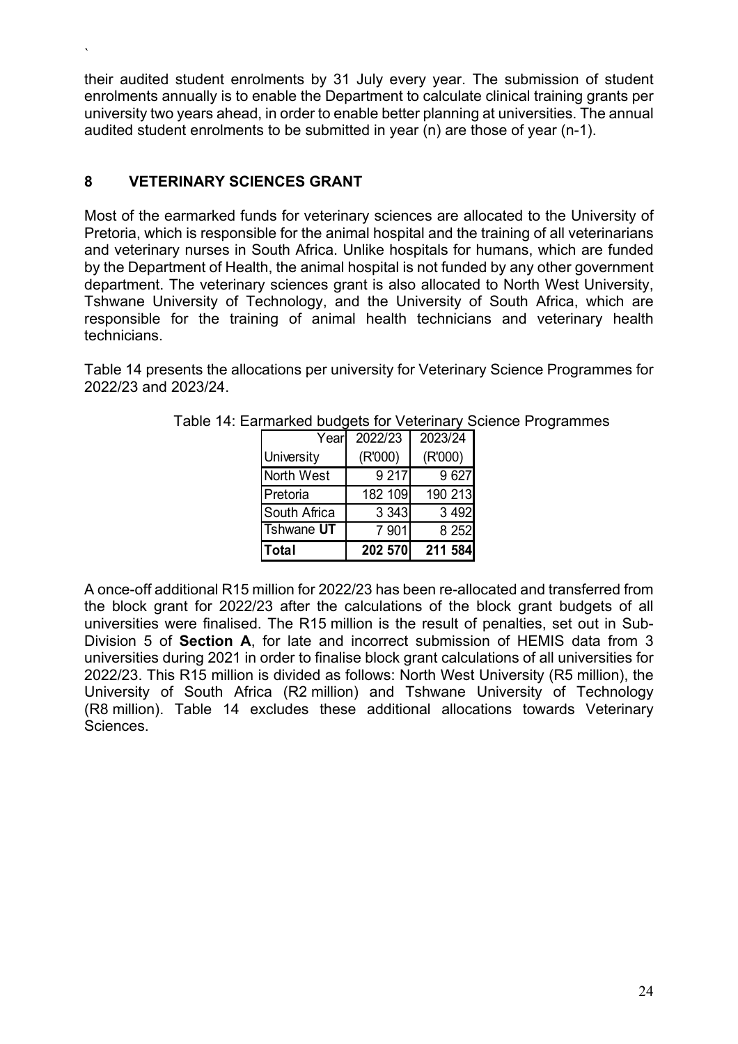their audited student enrolments by 31 July every year. The submission of student enrolments annually is to enable the Department to calculate clinical training grants per university two years ahead, in order to enable better planning at universities. The annual audited student enrolments to be submitted in year (n) are those of year (n-1).

## 8 VETERINARY SCIENCES GRANT

Most of the earmarked funds for veterinary sciences are allocated to the University of Pretoria, which is responsible for the animal hospital and the training of all veterinarians and veterinary nurses in South Africa. Unlike hospitals for humans, which are funded by the Department of Health, the animal hospital is not funded by any other government department. The veterinary sciences grant is also allocated to North West University, Tshwane University of Technology, and the University of South Africa, which are responsible for the training of animal health technicians and veterinary health technicians.

Table 14 presents the allocations per university for Veterinary Science Programmes for 2022/23 and 2023/24.

Table 14: Earmarked budgets for Veterinary Science Programmes

| Year | 2022/23 | 2023/24 |
|---|---|---|
| University | (R'000) | (R'000) |
| North West | 9 217 | 9 627 |
| Pretoria | 182 109 | 190 213 |
| South Africa | 3 343 | 3 492 |
| Tshwane **UT** | 7 901 | 8 252 |
| **Total** | **202 570** | **211 584** |

A once-off additional R15 million for 2022/23 has been re-allocated and transferred from the block grant for 2022/23 after the calculations of the block grant budgets of all universities were finalised. The R15 million is the result of penalties, set out in Sub-Division 5 of **Section A**, for late and incorrect submission of HEMIS data from 3 universities during 2021 in order to finalise block grant calculations of all universities for 2022/23. This R15 million is divided as follows: North West University (R5 million), the University of South Africa (R2 million) and Tshwane University of Technology (R8 million). Table 14 excludes these additional allocations towards Veterinary Sciences.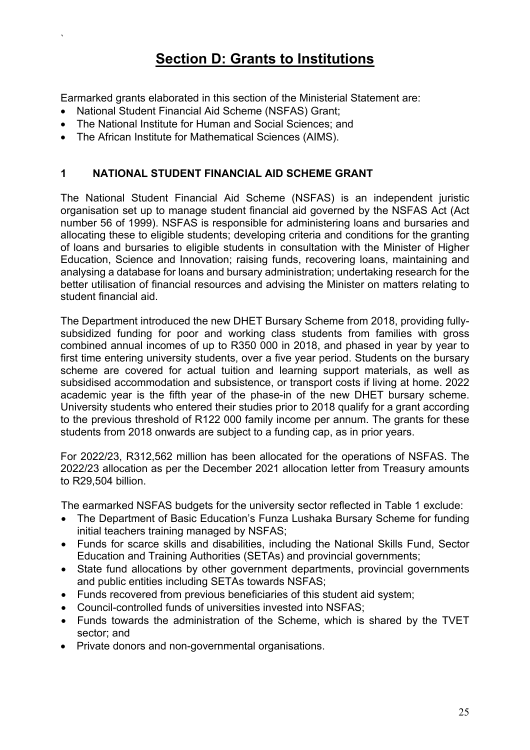# Section D: Grants to Institutions

Earmarked grants elaborated in this section of the Ministerial Statement are:

- National Student Financial Aid Scheme (NSFAS) Grant;
- The National Institute for Human and Social Sciences; and
- The African Institute for Mathematical Sciences (AIMS).

## 1 NATIONAL STUDENT FINANCIAL AID SCHEME GRANT

The National Student Financial Aid Scheme (NSFAS) is an independent juristic organisation set up to manage student financial aid governed by the NSFAS Act (Act number 56 of 1999). NSFAS is responsible for administering loans and bursaries and allocating these to eligible students; developing criteria and conditions for the granting of loans and bursaries to eligible students in consultation with the Minister of Higher Education, Science and Innovation; raising funds, recovering loans, maintaining and analysing a database for loans and bursary administration; undertaking research for the better utilisation of financial resources and advising the Minister on matters relating to student financial aid.

The Department introduced the new DHET Bursary Scheme from 2018, providing fully-subsidized funding for poor and working class students from families with gross combined annual incomes of up to R350 000 in 2018, and phased in year by year to first time entering university students, over a five year period. Students on the bursary scheme are covered for actual tuition and learning support materials, as well as subsidised accommodation and subsistence, or transport costs if living at home. 2022 academic year is the fifth year of the phase-in of the new DHET bursary scheme. University students who entered their studies prior to 2018 qualify for a grant according to the previous threshold of R122 000 family income per annum. The grants for these students from 2018 onwards are subject to a funding cap, as in prior years.

For 2022/23, R312,562 million has been allocated for the operations of NSFAS. The 2022/23 allocation as per the December 2021 allocation letter from Treasury amounts to R29,504 billion.

The earmarked NSFAS budgets for the university sector reflected in Table 1 exclude:

- The Department of Basic Education's Funza Lushaka Bursary Scheme for funding initial teachers training managed by NSFAS;
- Funds for scarce skills and disabilities, including the National Skills Fund, Sector Education and Training Authorities (SETAs) and provincial governments;
- State fund allocations by other government departments, provincial governments and public entities including SETAs towards NSFAS;
- Funds recovered from previous beneficiaries of this student aid system;
- Council-controlled funds of universities invested into NSFAS;
- Funds towards the administration of the Scheme, which is shared by the TVET sector; and
- Private donors and non-governmental organisations.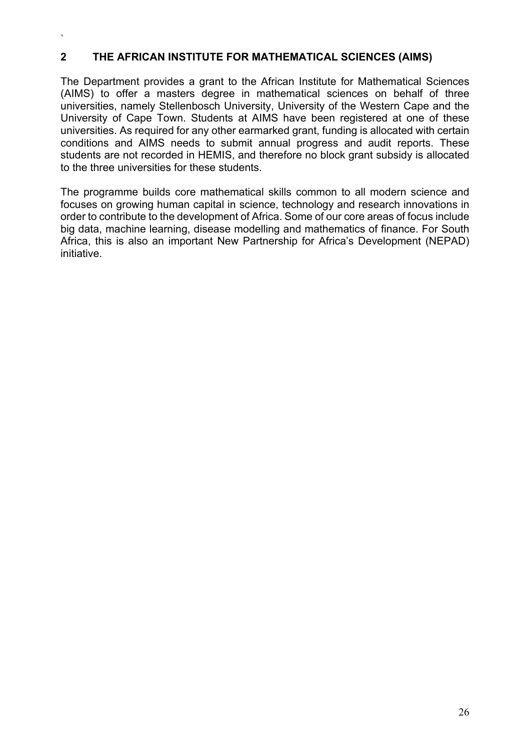## 2 THE AFRICAN INSTITUTE FOR MATHEMATICAL SCIENCES (AIMS)

The Department provides a grant to the African Institute for Mathematical Sciences (AIMS) to offer a masters degree in mathematical sciences on behalf of three universities, namely Stellenbosch University, University of the Western Cape and the University of Cape Town. Students at AIMS have been registered at one of these universities. As required for any other earmarked grant, funding is allocated with certain conditions and AIMS needs to submit annual progress and audit reports. These students are not recorded in HEMIS, and therefore no block grant subsidy is allocated to the three universities for these students.

The programme builds core mathematical skills common to all modern science and focuses on growing human capital in science, technology and research innovations in order to contribute to the development of Africa. Some of our core areas of focus include big data, machine learning, disease modelling and mathematics of finance. For South Africa, this is also an important New Partnership for Africa's Development (NEPAD) initiative.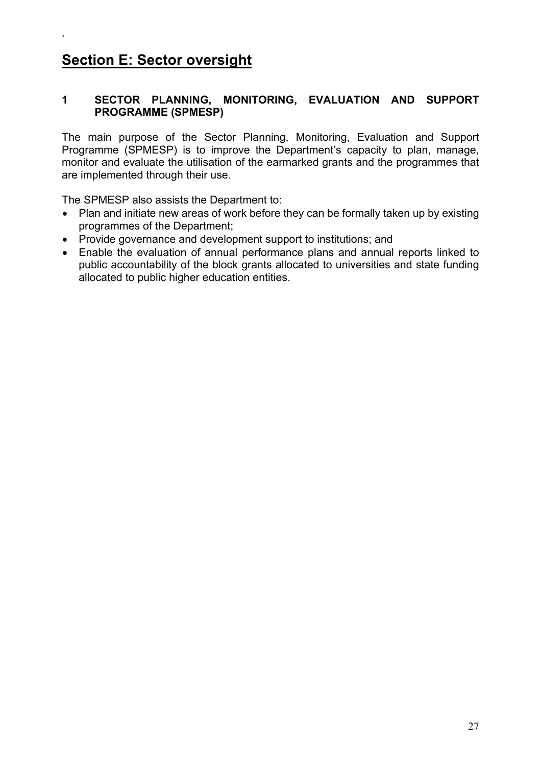## Section E: Sector oversight

### 1 SECTOR PLANNING, MONITORING, EVALUATION AND SUPPORT PROGRAMME (SPMESP)

The main purpose of the Sector Planning, Monitoring, Evaluation and Support Programme (SPMESP) is to improve the Department's capacity to plan, manage, monitor and evaluate the utilisation of the earmarked grants and the programmes that are implemented through their use.

The SPMESP also assists the Department to:

- Plan and initiate new areas of work before they can be formally taken up by existing programmes of the Department;
- Provide governance and development support to institutions; and
- Enable the evaluation of annual performance plans and annual reports linked to public accountability of the block grants allocated to universities and state funding allocated to public higher education entities.